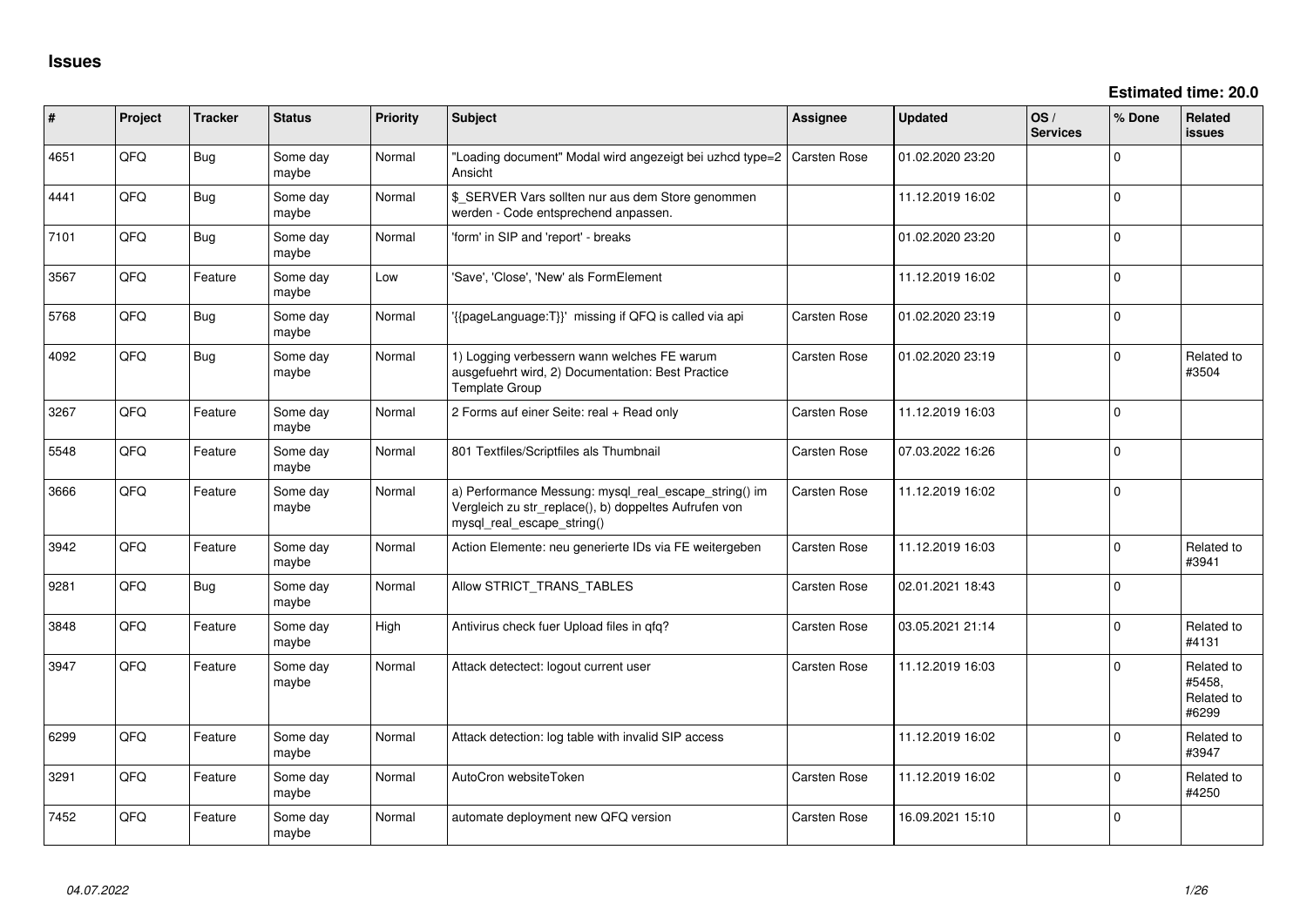# Issues

**Estimated time: 20.0**

| # | Project | Tracker | Status | Priority | Subject | Assignee | Updated | OS / Services | % Done | Related issues |
|---|---|---|---|---|---|---|---|---|---|---|
| 4651 | QFQ | Bug | Some day maybe | Normal | "Loading document" Modal wird angezeigt bei uzhcd type=2 Ansicht | Carsten Rose | 01.02.2020 23:20 | | 0 | |
| 4441 | QFQ | Bug | Some day maybe | Normal | $_SERVER Vars sollten nur aus dem Store genommen werden - Code entsprechend anpassen. | | 11.12.2019 16:02 | | 0 | |
| 7101 | QFQ | Bug | Some day maybe | Normal | 'form' in SIP and 'report' - breaks | | 01.02.2020 23:20 | | 0 | |
| 3567 | QFQ | Feature | Some day maybe | Low | 'Save', 'Close', 'New' als FormElement | | 11.12.2019 16:02 | | 0 | |
| 5768 | QFQ | Bug | Some day maybe | Normal | '{{pageLanguage:T}}' missing if QFQ is called via api | Carsten Rose | 01.02.2020 23:19 | | 0 | |
| 4092 | QFQ | Bug | Some day maybe | Normal | 1) Logging verbessern wann welches FE warum ausgefuehrt wird, 2) Documentation: Best Practice Template Group | Carsten Rose | 01.02.2020 23:19 | | 0 | Related to #3504 |
| 3267 | QFQ | Feature | Some day maybe | Normal | 2 Forms auf einer Seite: real + Read only | Carsten Rose | 11.12.2019 16:03 | | 0 | |
| 5548 | QFQ | Feature | Some day maybe | Normal | 801 Textfiles/Scriptfiles als Thumbnail | Carsten Rose | 07.03.2022 16:26 | | 0 | |
| 3666 | QFQ | Feature | Some day maybe | Normal | a) Performance Messung: mysql_real_escape_string() im Vergleich zu str_replace(), b) doppeltes Aufrufen von mysql_real_escape_string() | Carsten Rose | 11.12.2019 16:02 | | 0 | |
| 3942 | QFQ | Feature | Some day maybe | Normal | Action Elemente: neu generierte IDs via FE weitergeben | Carsten Rose | 11.12.2019 16:03 | | 0 | Related to #3941 |
| 9281 | QFQ | Bug | Some day maybe | Normal | Allow STRICT_TRANS_TABLES | Carsten Rose | 02.01.2021 18:43 | | 0 | |
| 3848 | QFQ | Feature | Some day maybe | High | Antivirus check fuer Upload files in qfq? | Carsten Rose | 03.05.2021 21:14 | | 0 | Related to #4131 |
| 3947 | QFQ | Feature | Some day maybe | Normal | Attack detectect: logout current user | Carsten Rose | 11.12.2019 16:03 | | 0 | Related to #5458, Related to #6299 |
| 6299 | QFQ | Feature | Some day maybe | Normal | Attack detection: log table with invalid SIP access | | 11.12.2019 16:02 | | 0 | Related to #3947 |
| 3291 | QFQ | Feature | Some day maybe | Normal | AutoCron websiteToken | Carsten Rose | 11.12.2019 16:02 | | 0 | Related to #4250 |
| 7452 | QFQ | Feature | Some day maybe | Normal | automate deployment new QFQ version | Carsten Rose | 16.09.2021 15:10 | | 0 | |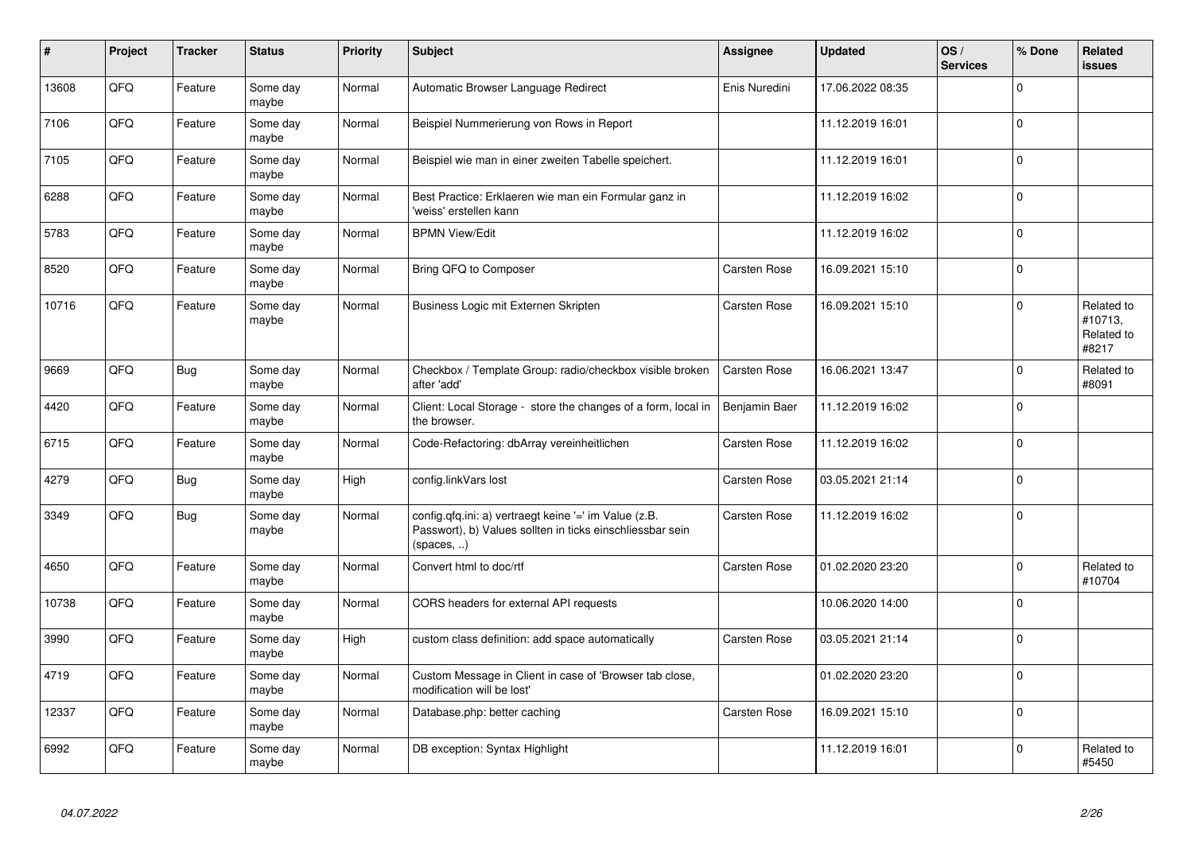| # | Project | Tracker | Status | Priority | Subject | Assignee | Updated | OS / Services | % Done | Related issues |
|---|---|---|---|---|---|---|---|---|---|---|
| 13608 | QFQ | Feature | Some day maybe | Normal | Automatic Browser Language Redirect | Enis Nuredini | 17.06.2022 08:35 | | 0 | |
| 7106 | QFQ | Feature | Some day maybe | Normal | Beispiel Nummerierung von Rows in Report | | 11.12.2019 16:01 | | 0 | |
| 7105 | QFQ | Feature | Some day maybe | Normal | Beispiel wie man in einer zweiten Tabelle speichert. | | 11.12.2019 16:01 | | 0 | |
| 6288 | QFQ | Feature | Some day maybe | Normal | Best Practice: Erklaeren wie man ein Formular ganz in 'weiss' erstellen kann | | 11.12.2019 16:02 | | 0 | |
| 5783 | QFQ | Feature | Some day maybe | Normal | BPMN View/Edit | | 11.12.2019 16:02 | | 0 | |
| 8520 | QFQ | Feature | Some day maybe | Normal | Bring QFQ to Composer | Carsten Rose | 16.09.2021 15:10 | | 0 | |
| 10716 | QFQ | Feature | Some day maybe | Normal | Business Logic mit Externen Skripten | Carsten Rose | 16.09.2021 15:10 | | 0 | Related to #10713, Related to #8217 |
| 9669 | QFQ | Bug | Some day maybe | Normal | Checkbox / Template Group: radio/checkbox visible broken after 'add' | Carsten Rose | 16.06.2021 13:47 | | 0 | Related to #8091 |
| 4420 | QFQ | Feature | Some day maybe | Normal | Client: Local Storage - store the changes of a form, local in the browser. | Benjamin Baer | 11.12.2019 16:02 | | 0 | |
| 6715 | QFQ | Feature | Some day maybe | Normal | Code-Refactoring: dbArray vereinheitlichen | Carsten Rose | 11.12.2019 16:02 | | 0 | |
| 4279 | QFQ | Bug | Some day maybe | High | config.linkVars lost | Carsten Rose | 03.05.2021 21:14 | | 0 | |
| 3349 | QFQ | Bug | Some day maybe | Normal | config.qfq.ini: a) vertraegt keine '=' im Value (z.B. Passwort), b) Values sollten in ticks einschliessbar sein (spaces, ..) | Carsten Rose | 11.12.2019 16:02 | | 0 | |
| 4650 | QFQ | Feature | Some day maybe | Normal | Convert html to doc/rtf | Carsten Rose | 01.02.2020 23:20 | | 0 | Related to #10704 |
| 10738 | QFQ | Feature | Some day maybe | Normal | CORS headers for external API requests | | 10.06.2020 14:00 | | 0 | |
| 3990 | QFQ | Feature | Some day maybe | High | custom class definition: add space automatically | Carsten Rose | 03.05.2021 21:14 | | 0 | |
| 4719 | QFQ | Feature | Some day maybe | Normal | Custom Message in Client in case of 'Browser tab close, modification will be lost' | | 01.02.2020 23:20 | | 0 | |
| 12337 | QFQ | Feature | Some day maybe | Normal | Database.php: better caching | Carsten Rose | 16.09.2021 15:10 | | 0 | |
| 6992 | QFQ | Feature | Some day maybe | Normal | DB exception: Syntax Highlight | | 11.12.2019 16:01 | | 0 | Related to #5450 |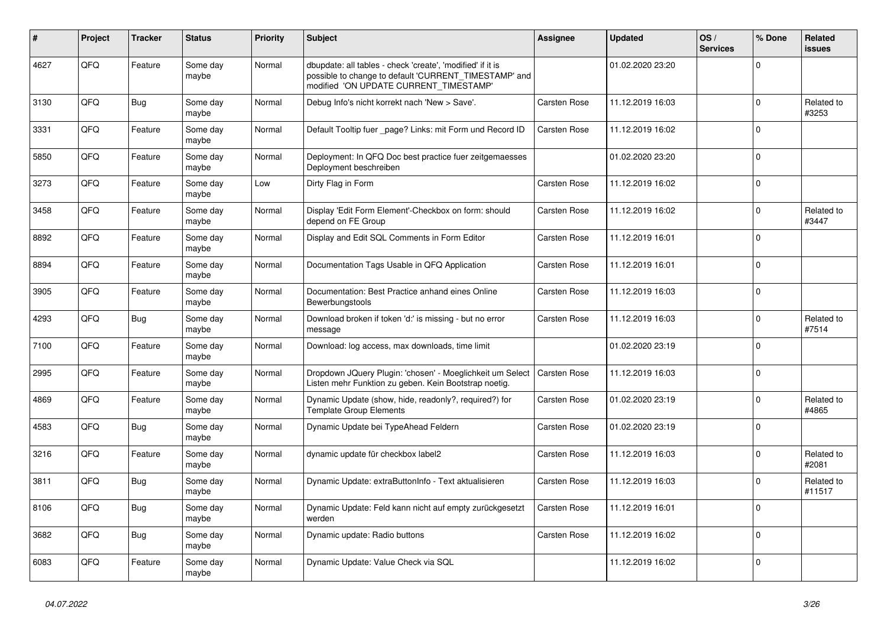| # | Project | Tracker | Status | Priority | Subject | Assignee | Updated | OS / Services | % Done | Related issues |
|---|---|---|---|---|---|---|---|---|---|---|
| 4627 | QFQ | Feature | Some day maybe | Normal | dbupdate: all tables - check 'create', 'modified' if it is possible to change to default 'CURRENT_TIMESTAMP' and modified 'ON UPDATE CURRENT_TIMESTAMP' | | 01.02.2020 23:20 | | 0 | |
| 3130 | QFQ | Bug | Some day maybe | Normal | Debug Info's nicht korrekt nach 'New > Save'. | Carsten Rose | 11.12.2019 16:03 | | 0 | Related to #3253 |
| 3331 | QFQ | Feature | Some day maybe | Normal | Default Tooltip fuer _page? Links: mit Form und Record ID | Carsten Rose | 11.12.2019 16:02 | | 0 | |
| 5850 | QFQ | Feature | Some day maybe | Normal | Deployment: In QFQ Doc best practice fuer zeitgemaesses Deployment beschreiben | | 01.02.2020 23:20 | | 0 | |
| 3273 | QFQ | Feature | Some day maybe | Low | Dirty Flag in Form | Carsten Rose | 11.12.2019 16:02 | | 0 | |
| 3458 | QFQ | Feature | Some day maybe | Normal | Display 'Edit Form Element'-Checkbox on form: should depend on FE Group | Carsten Rose | 11.12.2019 16:02 | | 0 | Related to #3447 |
| 8892 | QFQ | Feature | Some day maybe | Normal | Display and Edit SQL Comments in Form Editor | Carsten Rose | 11.12.2019 16:01 | | 0 | |
| 8894 | QFQ | Feature | Some day maybe | Normal | Documentation Tags Usable in QFQ Application | Carsten Rose | 11.12.2019 16:01 | | 0 | |
| 3905 | QFQ | Feature | Some day maybe | Normal | Documentation: Best Practice anhand eines Online Bewerbungstools | Carsten Rose | 11.12.2019 16:03 | | 0 | |
| 4293 | QFQ | Bug | Some day maybe | Normal | Download broken if token 'd:' is missing - but no error message | Carsten Rose | 11.12.2019 16:03 | | 0 | Related to #7514 |
| 7100 | QFQ | Feature | Some day maybe | Normal | Download: log access, max downloads, time limit | | 01.02.2020 23:19 | | 0 | |
| 2995 | QFQ | Feature | Some day maybe | Normal | Dropdown JQuery Plugin: 'chosen' - Moeglichkeit um Select Listen mehr Funktion zu geben. Kein Bootstrap noetig. | Carsten Rose | 11.12.2019 16:03 | | 0 | |
| 4869 | QFQ | Feature | Some day maybe | Normal | Dynamic Update (show, hide, readonly?, required?) for Template Group Elements | Carsten Rose | 01.02.2020 23:19 | | 0 | Related to #4865 |
| 4583 | QFQ | Bug | Some day maybe | Normal | Dynamic Update bei TypeAhead Feldern | Carsten Rose | 01.02.2020 23:19 | | 0 | |
| 3216 | QFQ | Feature | Some day maybe | Normal | dynamic update für checkbox label2 | Carsten Rose | 11.12.2019 16:03 | | 0 | Related to #2081 |
| 3811 | QFQ | Bug | Some day maybe | Normal | Dynamic Update: extraButtonInfo - Text aktualisieren | Carsten Rose | 11.12.2019 16:03 | | 0 | Related to #11517 |
| 8106 | QFQ | Bug | Some day maybe | Normal | Dynamic Update: Feld kann nicht auf empty zurückgesetzt werden | Carsten Rose | 11.12.2019 16:01 | | 0 | |
| 3682 | QFQ | Bug | Some day maybe | Normal | Dynamic update: Radio buttons | Carsten Rose | 11.12.2019 16:02 | | 0 | |
| 6083 | QFQ | Feature | Some day maybe | Normal | Dynamic Update: Value Check via SQL | | 11.12.2019 16:02 | | 0 | |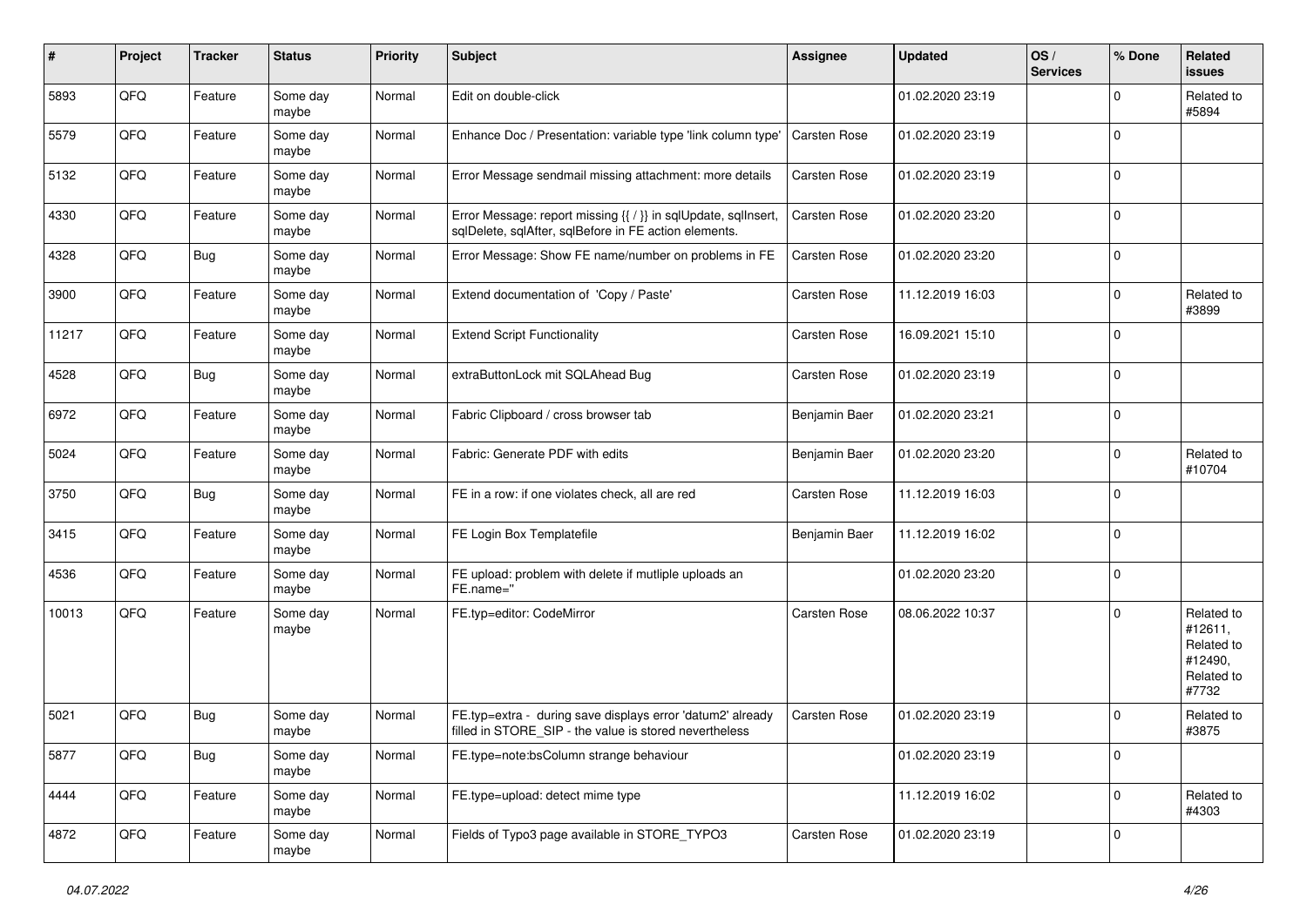| # | Project | Tracker | Status | Priority | Subject | Assignee | Updated | OS / Services | % Done | Related issues |
|---|---|---|---|---|---|---|---|---|---|---|
| 5893 | QFQ | Feature | Some day maybe | Normal | Edit on double-click | | 01.02.2020 23:19 | | 0 | Related to #5894 |
| 5579 | QFQ | Feature | Some day maybe | Normal | Enhance Doc / Presentation: variable type 'link column type' | Carsten Rose | 01.02.2020 23:19 | | 0 | |
| 5132 | QFQ | Feature | Some day maybe | Normal | Error Message sendmail missing attachment: more details | Carsten Rose | 01.02.2020 23:19 | | 0 | |
| 4330 | QFQ | Feature | Some day maybe | Normal | Error Message: report missing {{ / }} in sqlUpdate, sqlInsert, sqlDelete, sqlAfter, sqlBefore in FE action elements. | Carsten Rose | 01.02.2020 23:20 | | 0 | |
| 4328 | QFQ | Bug | Some day maybe | Normal | Error Message: Show FE name/number on problems in FE | Carsten Rose | 01.02.2020 23:20 | | 0 | |
| 3900 | QFQ | Feature | Some day maybe | Normal | Extend documentation of 'Copy / Paste' | Carsten Rose | 11.12.2019 16:03 | | 0 | Related to #3899 |
| 11217 | QFQ | Feature | Some day maybe | Normal | Extend Script Functionality | Carsten Rose | 16.09.2021 15:10 | | 0 | |
| 4528 | QFQ | Bug | Some day maybe | Normal | extraButtonLock mit SQLAhead Bug | Carsten Rose | 01.02.2020 23:19 | | 0 | |
| 6972 | QFQ | Feature | Some day maybe | Normal | Fabric Clipboard / cross browser tab | Benjamin Baer | 01.02.2020 23:21 | | 0 | |
| 5024 | QFQ | Feature | Some day maybe | Normal | Fabric: Generate PDF with edits | Benjamin Baer | 01.02.2020 23:20 | | 0 | Related to #10704 |
| 3750 | QFQ | Bug | Some day maybe | Normal | FE in a row: if one violates check, all are red | Carsten Rose | 11.12.2019 16:03 | | 0 | |
| 3415 | QFQ | Feature | Some day maybe | Normal | FE Login Box Templatefile | Benjamin Baer | 11.12.2019 16:02 | | 0 | |
| 4536 | QFQ | Feature | Some day maybe | Normal | FE upload: problem with delete if mutliple uploads an FE.name=" | | 01.02.2020 23:20 | | 0 | |
| 10013 | QFQ | Feature | Some day maybe | Normal | FE.typ=editor: CodeMirror | Carsten Rose | 08.06.2022 10:37 | | 0 | Related to #12611, Related to #12490, Related to #7732 |
| 5021 | QFQ | Bug | Some day maybe | Normal | FE.typ=extra - during save displays error 'datum2' already filled in STORE_SIP - the value is stored nevertheless | Carsten Rose | 01.02.2020 23:19 | | 0 | Related to #3875 |
| 5877 | QFQ | Bug | Some day maybe | Normal | FE.type=note:bsColumn strange behaviour | | 01.02.2020 23:19 | | 0 | |
| 4444 | QFQ | Feature | Some day maybe | Normal | FE.type=upload: detect mime type | | 11.12.2019 16:02 | | 0 | Related to #4303 |
| 4872 | QFQ | Feature | Some day maybe | Normal | Fields of Typo3 page available in STORE_TYPO3 | Carsten Rose | 01.02.2020 23:19 | | 0 | |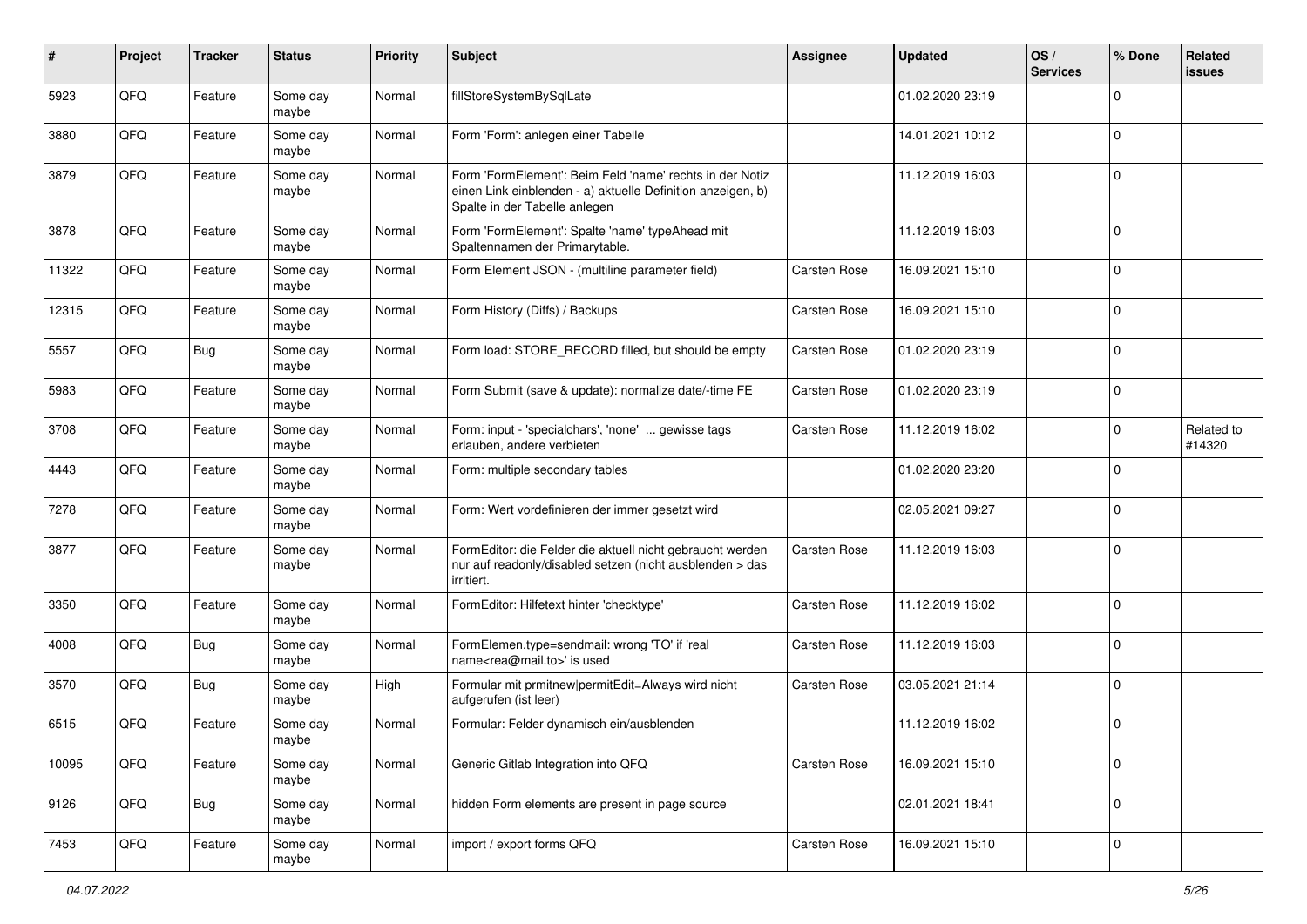| # | Project | Tracker | Status | Priority | Subject | Assignee | Updated | OS / Services | % Done | Related issues |
|---|---|---|---|---|---|---|---|---|---|---|
| 5923 | QFQ | Feature | Some day maybe | Normal | fillStoreSystemBySqlLate | | 01.02.2020 23:19 | | 0 | |
| 3880 | QFQ | Feature | Some day maybe | Normal | Form 'Form': anlegen einer Tabelle | | 14.01.2021 10:12 | | 0 | |
| 3879 | QFQ | Feature | Some day maybe | Normal | Form 'FormElement': Beim Feld 'name' rechts in der Notiz einen Link einblenden - a) aktuelle Definition anzeigen, b) Spalte in der Tabelle anlegen | | 11.12.2019 16:03 | | 0 | |
| 3878 | QFQ | Feature | Some day maybe | Normal | Form 'FormElement': Spalte 'name' typeAhead mit Spaltennamen der Primarytable. | | 11.12.2019 16:03 | | 0 | |
| 11322 | QFQ | Feature | Some day maybe | Normal | Form Element JSON - (multiline parameter field) | Carsten Rose | 16.09.2021 15:10 | | 0 | |
| 12315 | QFQ | Feature | Some day maybe | Normal | Form History (Diffs) / Backups | Carsten Rose | 16.09.2021 15:10 | | 0 | |
| 5557 | QFQ | Bug | Some day maybe | Normal | Form load: STORE_RECORD filled, but should be empty | Carsten Rose | 01.02.2020 23:19 | | 0 | |
| 5983 | QFQ | Feature | Some day maybe | Normal | Form Submit (save & update): normalize date/-time FE | Carsten Rose | 01.02.2020 23:19 | | 0 | |
| 3708 | QFQ | Feature | Some day maybe | Normal | Form: input - 'specialchars', 'none' ... gewisse tags erlauben, andere verbieten | Carsten Rose | 11.12.2019 16:02 | | 0 | Related to #14320 |
| 4443 | QFQ | Feature | Some day maybe | Normal | Form: multiple secondary tables | | 01.02.2020 23:20 | | 0 | |
| 7278 | QFQ | Feature | Some day maybe | Normal | Form: Wert vordefinieren der immer gesetzt wird | | 02.05.2021 09:27 | | 0 | |
| 3877 | QFQ | Feature | Some day maybe | Normal | FormEditor: die Felder die aktuell nicht gebraucht werden nur auf readonly/disabled setzen (nicht ausblenden > das irritiert. | Carsten Rose | 11.12.2019 16:03 | | 0 | |
| 3350 | QFQ | Feature | Some day maybe | Normal | FormEditor: Hilfetext hinter 'checktype' | Carsten Rose | 11.12.2019 16:02 | | 0 | |
| 4008 | QFQ | Bug | Some day maybe | Normal | FormElemen.type=sendmail: wrong 'TO' if 'real name<rea@mail.to>' is used | Carsten Rose | 11.12.2019 16:03 | | 0 | |
| 3570 | QFQ | Bug | Some day maybe | High | Formular mit prmitnew\|permitEdit=Always wird nicht aufgerufen (ist leer) | Carsten Rose | 03.05.2021 21:14 | | 0 | |
| 6515 | QFQ | Feature | Some day maybe | Normal | Formular: Felder dynamisch ein/ausblenden | | 11.12.2019 16:02 | | 0 | |
| 10095 | QFQ | Feature | Some day maybe | Normal | Generic Gitlab Integration into QFQ | Carsten Rose | 16.09.2021 15:10 | | 0 | |
| 9126 | QFQ | Bug | Some day maybe | Normal | hidden Form elements are present in page source | | 02.01.2021 18:41 | | 0 | |
| 7453 | QFQ | Feature | Some day maybe | Normal | import / export forms QFQ | Carsten Rose | 16.09.2021 15:10 | | 0 | |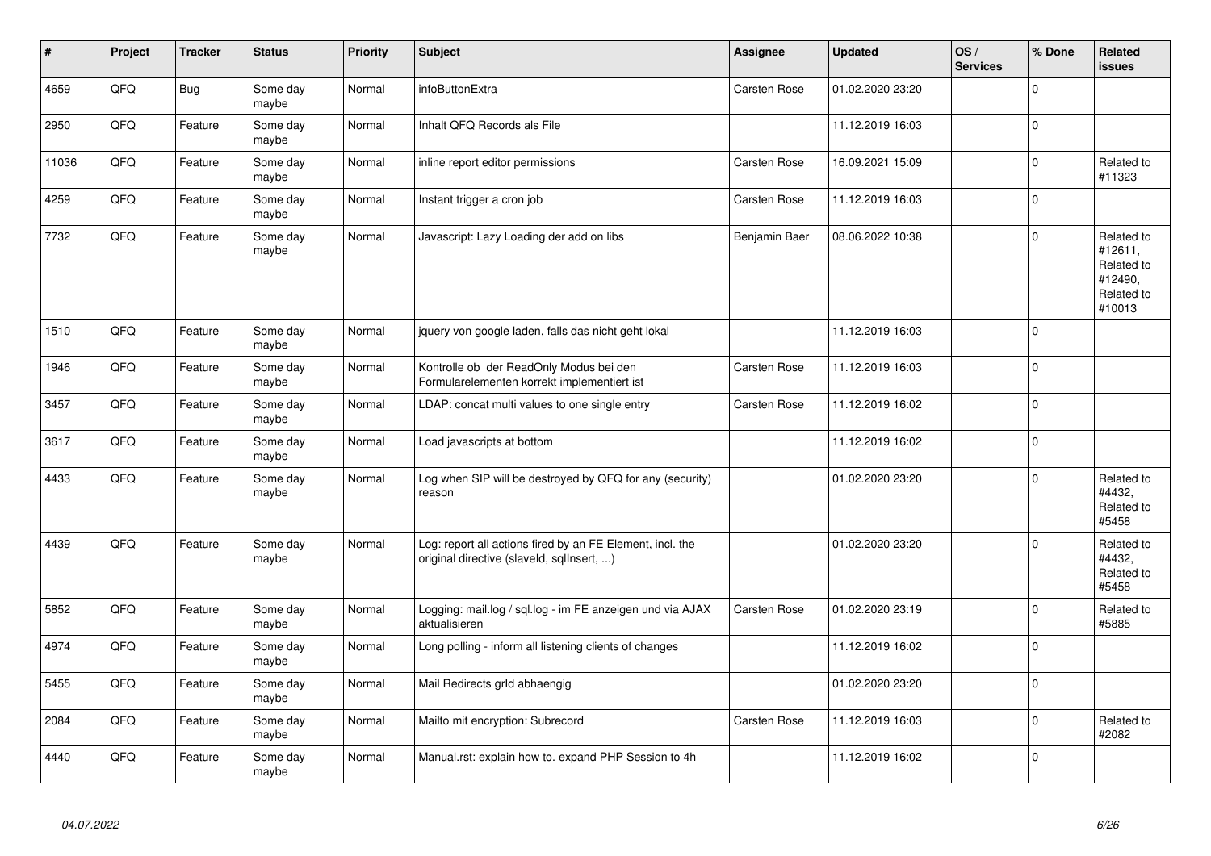| # | Project | Tracker | Status | Priority | Subject | Assignee | Updated | OS / Services | % Done | Related issues |
|---|---|---|---|---|---|---|---|---|---|---|
| 4659 | QFQ | Bug | Some day maybe | Normal | infoButtonExtra | Carsten Rose | 01.02.2020 23:20 | | 0 | |
| 2950 | QFQ | Feature | Some day maybe | Normal | Inhalt QFQ Records als File | | 11.12.2019 16:03 | | 0 | |
| 11036 | QFQ | Feature | Some day maybe | Normal | inline report editor permissions | Carsten Rose | 16.09.2021 15:09 | | 0 | Related to #11323 |
| 4259 | QFQ | Feature | Some day maybe | Normal | Instant trigger a cron job | Carsten Rose | 11.12.2019 16:03 | | 0 | |
| 7732 | QFQ | Feature | Some day maybe | Normal | Javascript: Lazy Loading der add on libs | Benjamin Baer | 08.06.2022 10:38 | | 0 | Related to #12611, Related to #12490, Related to #10013 |
| 1510 | QFQ | Feature | Some day maybe | Normal | jquery von google laden, falls das nicht geht lokal | | 11.12.2019 16:03 | | 0 | |
| 1946 | QFQ | Feature | Some day maybe | Normal | Kontrolle ob der ReadOnly Modus bei den Formularelementen korrekt implementiert ist | Carsten Rose | 11.12.2019 16:03 | | 0 | |
| 3457 | QFQ | Feature | Some day maybe | Normal | LDAP: concat multi values to one single entry | Carsten Rose | 11.12.2019 16:02 | | 0 | |
| 3617 | QFQ | Feature | Some day maybe | Normal | Load javascripts at bottom | | 11.12.2019 16:02 | | 0 | |
| 4433 | QFQ | Feature | Some day maybe | Normal | Log when SIP will be destroyed by QFQ for any (security) reason | | 01.02.2020 23:20 | | 0 | Related to #4432, Related to #5458 |
| 4439 | QFQ | Feature | Some day maybe | Normal | Log: report all actions fired by an FE Element, incl. the original directive (slaveId, sqlInsert, ...) | | 01.02.2020 23:20 | | 0 | Related to #4432, Related to #5458 |
| 5852 | QFQ | Feature | Some day maybe | Normal | Logging: mail.log / sql.log - im FE anzeigen und via AJAX aktualisieren | Carsten Rose | 01.02.2020 23:19 | | 0 | Related to #5885 |
| 4974 | QFQ | Feature | Some day maybe | Normal | Long polling - inform all listening clients of changes | | 11.12.2019 16:02 | | 0 | |
| 5455 | QFQ | Feature | Some day maybe | Normal | Mail Redirects grId abhaengig | | 01.02.2020 23:20 | | 0 | |
| 2084 | QFQ | Feature | Some day maybe | Normal | Mailto mit encryption: Subrecord | Carsten Rose | 11.12.2019 16:03 | | 0 | Related to #2082 |
| 4440 | QFQ | Feature | Some day maybe | Normal | Manual.rst: explain how to. expand PHP Session to 4h | | 11.12.2019 16:02 | | 0 | |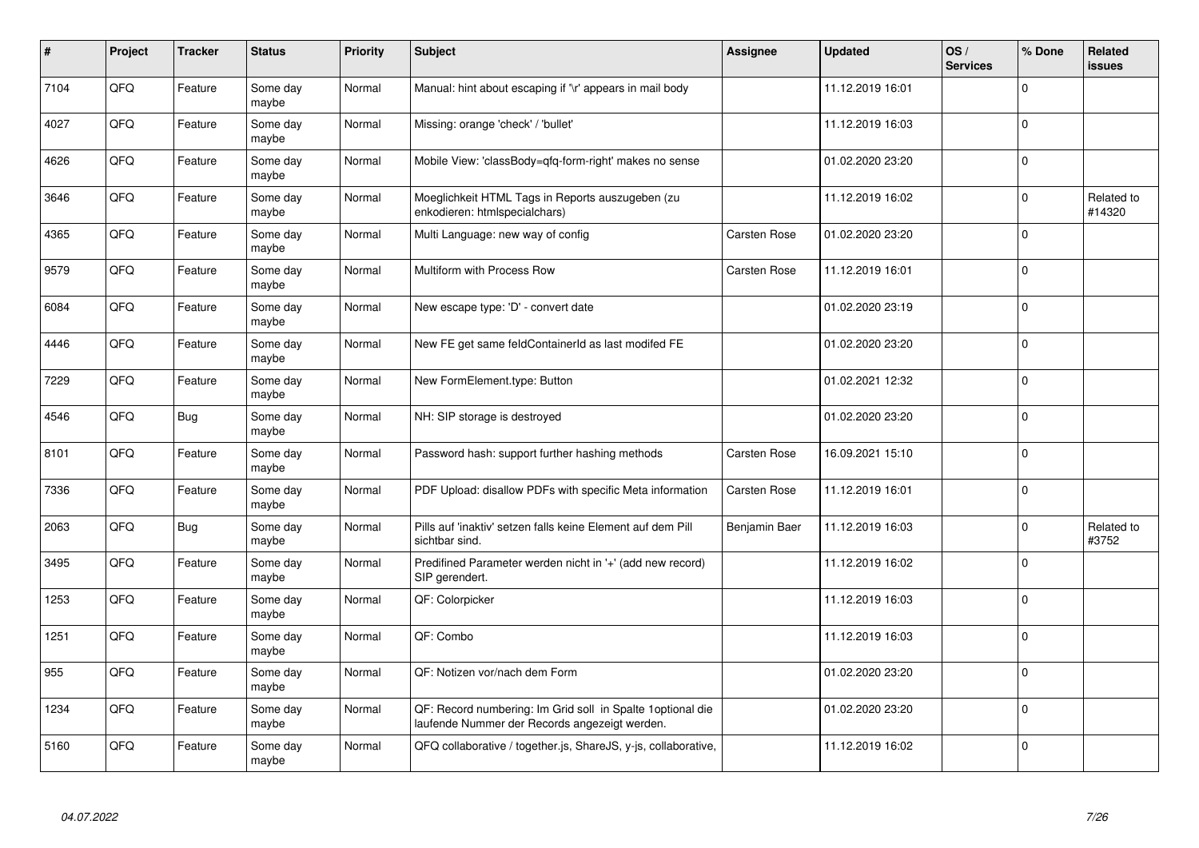| # | Project | Tracker | Status | Priority | Subject | Assignee | Updated | OS / Services | % Done | Related issues |
|---|---|---|---|---|---|---|---|---|---|---|
| 7104 | QFQ | Feature | Some day maybe | Normal | Manual: hint about escaping if '\r' appears in mail body | | 11.12.2019 16:01 | | 0 | |
| 4027 | QFQ | Feature | Some day maybe | Normal | Missing: orange 'check' / 'bullet' | | 11.12.2019 16:03 | | 0 | |
| 4626 | QFQ | Feature | Some day maybe | Normal | Mobile View: 'classBody=qfq-form-right' makes no sense | | 01.02.2020 23:20 | | 0 | |
| 3646 | QFQ | Feature | Some day maybe | Normal | Moeglichkeit HTML Tags in Reports auszugeben (zu enkodieren: htmlspecialchars) | | 11.12.2019 16:02 | | 0 | Related to #14320 |
| 4365 | QFQ | Feature | Some day maybe | Normal | Multi Language: new way of config | Carsten Rose | 01.02.2020 23:20 | | 0 | |
| 9579 | QFQ | Feature | Some day maybe | Normal | Multiform with Process Row | Carsten Rose | 11.12.2019 16:01 | | 0 | |
| 6084 | QFQ | Feature | Some day maybe | Normal | New escape type: 'D' - convert date | | 01.02.2020 23:19 | | 0 | |
| 4446 | QFQ | Feature | Some day maybe | Normal | New FE get same feldContainerId as last modifed FE | | 01.02.2020 23:20 | | 0 | |
| 7229 | QFQ | Feature | Some day maybe | Normal | New FormElement.type: Button | | 01.02.2021 12:32 | | 0 | |
| 4546 | QFQ | Bug | Some day maybe | Normal | NH: SIP storage is destroyed | | 01.02.2020 23:20 | | 0 | |
| 8101 | QFQ | Feature | Some day maybe | Normal | Password hash: support further hashing methods | Carsten Rose | 16.09.2021 15:10 | | 0 | |
| 7336 | QFQ | Feature | Some day maybe | Normal | PDF Upload: disallow PDFs with specific Meta information | Carsten Rose | 11.12.2019 16:01 | | 0 | |
| 2063 | QFQ | Bug | Some day maybe | Normal | Pills auf 'inaktiv' setzen falls keine Element auf dem Pill sichtbar sind. | Benjamin Baer | 11.12.2019 16:03 | | 0 | Related to #3752 |
| 3495 | QFQ | Feature | Some day maybe | Normal | Predifined Parameter werden nicht in '+' (add new record) SIP gerendert. | | 11.12.2019 16:02 | | 0 | |
| 1253 | QFQ | Feature | Some day maybe | Normal | QF: Colorpicker | | 11.12.2019 16:03 | | 0 | |
| 1251 | QFQ | Feature | Some day maybe | Normal | QF: Combo | | 11.12.2019 16:03 | | 0 | |
| 955 | QFQ | Feature | Some day maybe | Normal | QF: Notizen vor/nach dem Form | | 01.02.2020 23:20 | | 0 | |
| 1234 | QFQ | Feature | Some day maybe | Normal | QF: Record numbering: Im Grid soll in Spalte 1optional die laufende Nummer der Records angezeigt werden. | | 01.02.2020 23:20 | | 0 | |
| 5160 | QFQ | Feature | Some day maybe | Normal | QFQ collaborative / together.js, ShareJS, y-js, collaborative, | | 11.12.2019 16:02 | | 0 | |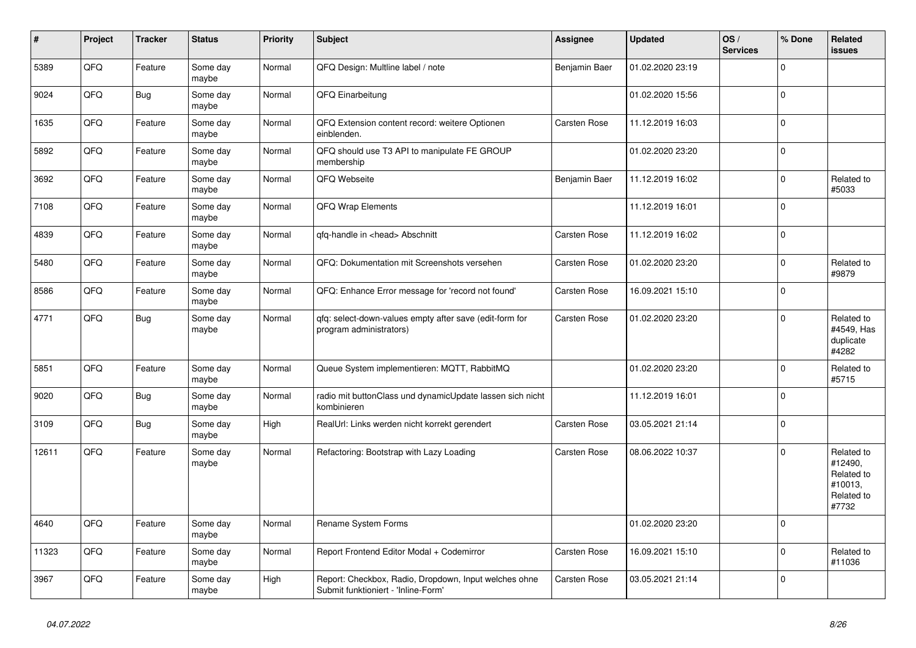| # | Project | Tracker | Status | Priority | Subject | Assignee | Updated | OS / Services | % Done | Related issues |
|---|---|---|---|---|---|---|---|---|---|---|
| 5389 | QFQ | Feature | Some day maybe | Normal | QFQ Design: Multline label / note | Benjamin Baer | 01.02.2020 23:19 | | 0 | |
| 9024 | QFQ | Bug | Some day maybe | Normal | QFQ Einarbeitung | | 01.02.2020 15:56 | | 0 | |
| 1635 | QFQ | Feature | Some day maybe | Normal | QFQ Extension content record: weitere Optionen einblenden. | Carsten Rose | 11.12.2019 16:03 | | 0 | |
| 5892 | QFQ | Feature | Some day maybe | Normal | QFQ should use T3 API to manipulate FE GROUP membership | | 01.02.2020 23:20 | | 0 | |
| 3692 | QFQ | Feature | Some day maybe | Normal | QFQ Webseite | Benjamin Baer | 11.12.2019 16:02 | | 0 | Related to #5033 |
| 7108 | QFQ | Feature | Some day maybe | Normal | QFQ Wrap Elements | | 11.12.2019 16:01 | | 0 | |
| 4839 | QFQ | Feature | Some day maybe | Normal | qfq-handle in <head> Abschnitt | Carsten Rose | 11.12.2019 16:02 | | 0 | |
| 5480 | QFQ | Feature | Some day maybe | Normal | QFQ: Dokumentation mit Screenshots versehen | Carsten Rose | 01.02.2020 23:20 | | 0 | Related to #9879 |
| 8586 | QFQ | Feature | Some day maybe | Normal | QFQ: Enhance Error message for 'record not found' | Carsten Rose | 16.09.2021 15:10 | | 0 | |
| 4771 | QFQ | Bug | Some day maybe | Normal | qfq: select-down-values empty after save (edit-form for program administrators) | Carsten Rose | 01.02.2020 23:20 | | 0 | Related to #4549, Has duplicate #4282 |
| 5851 | QFQ | Feature | Some day maybe | Normal | Queue System implementieren: MQTT, RabbitMQ | | 01.02.2020 23:20 | | 0 | Related to #5715 |
| 9020 | QFQ | Bug | Some day maybe | Normal | radio mit buttonClass und dynamicUpdate lassen sich nicht kombinieren | | 11.12.2019 16:01 | | 0 | |
| 3109 | QFQ | Bug | Some day maybe | High | RealUrl: Links werden nicht korrekt gerendert | Carsten Rose | 03.05.2021 21:14 | | 0 | |
| 12611 | QFQ | Feature | Some day maybe | Normal | Refactoring: Bootstrap with Lazy Loading | Carsten Rose | 08.06.2022 10:37 | | 0 | Related to #12490, Related to #10013, Related to #7732 |
| 4640 | QFQ | Feature | Some day maybe | Normal | Rename System Forms | | 01.02.2020 23:20 | | 0 | |
| 11323 | QFQ | Feature | Some day maybe | Normal | Report Frontend Editor Modal + Codemirror | Carsten Rose | 16.09.2021 15:10 | | 0 | Related to #11036 |
| 3967 | QFQ | Feature | Some day maybe | High | Report: Checkbox, Radio, Dropdown, Input welches ohne Submit funktioniert - 'Inline-Form' | Carsten Rose | 03.05.2021 21:14 | | 0 | |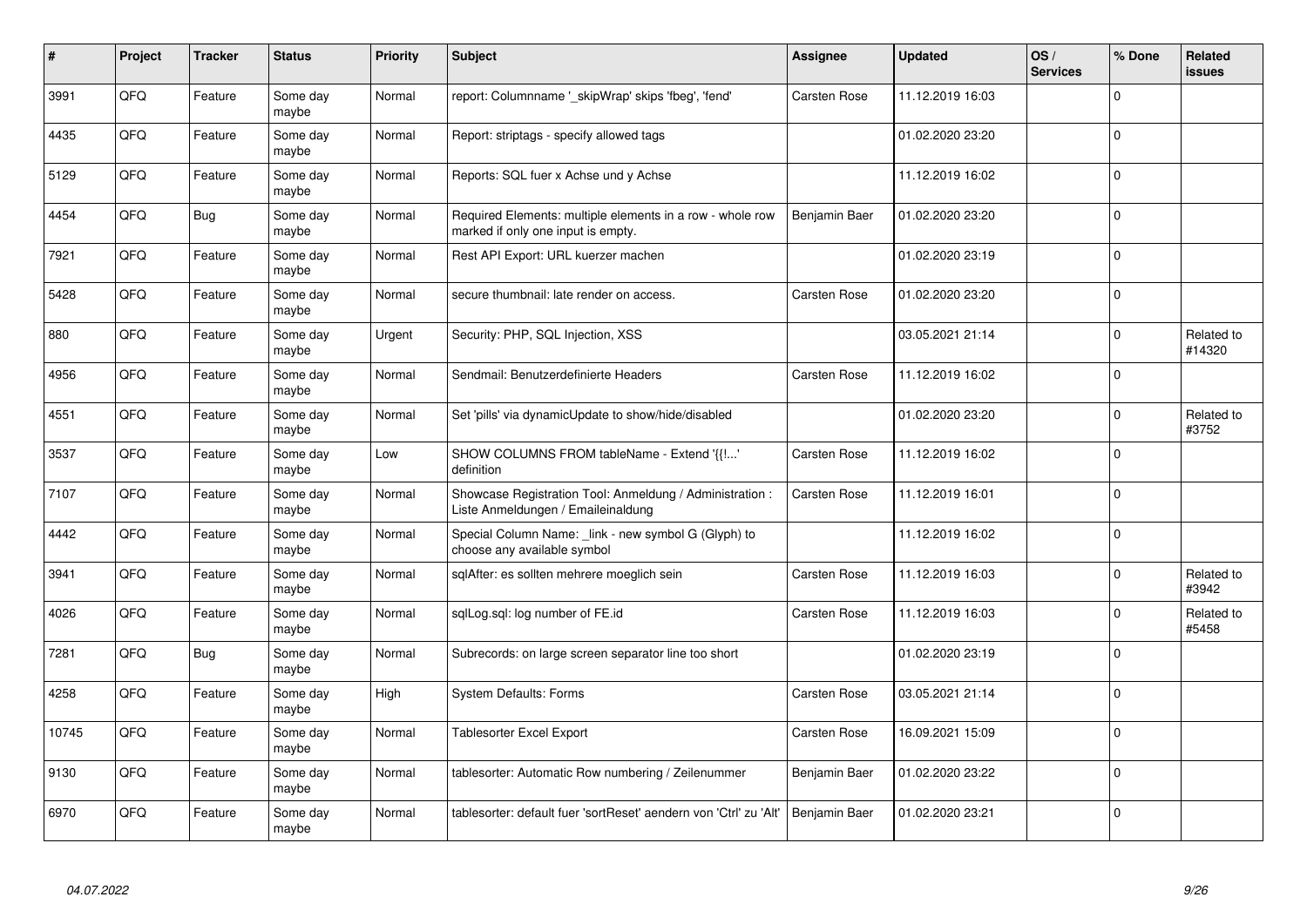| # | Project | Tracker | Status | Priority | Subject | Assignee | Updated | OS / Services | % Done | Related issues |
|---|---|---|---|---|---|---|---|---|---|---|
| 3991 | QFQ | Feature | Some day maybe | Normal | report: Columnname '_skipWrap' skips 'fbeg', 'fend' | Carsten Rose | 11.12.2019 16:03 | | 0 | |
| 4435 | QFQ | Feature | Some day maybe | Normal | Report: striptags - specify allowed tags | | 01.02.2020 23:20 | | 0 | |
| 5129 | QFQ | Feature | Some day maybe | Normal | Reports: SQL fuer x Achse und y Achse | | 11.12.2019 16:02 | | 0 | |
| 4454 | QFQ | Bug | Some day maybe | Normal | Required Elements: multiple elements in a row - whole row marked if only one input is empty. | Benjamin Baer | 01.02.2020 23:20 | | 0 | |
| 7921 | QFQ | Feature | Some day maybe | Normal | Rest API Export: URL kuerzer machen | | 01.02.2020 23:19 | | 0 | |
| 5428 | QFQ | Feature | Some day maybe | Normal | secure thumbnail: late render on access. | Carsten Rose | 01.02.2020 23:20 | | 0 | |
| 880 | QFQ | Feature | Some day maybe | Urgent | Security: PHP, SQL Injection, XSS | | 03.05.2021 21:14 | | 0 | Related to #14320 |
| 4956 | QFQ | Feature | Some day maybe | Normal | Sendmail: Benutzerdefinierte Headers | Carsten Rose | 11.12.2019 16:02 | | 0 | |
| 4551 | QFQ | Feature | Some day maybe | Normal | Set 'pills' via dynamicUpdate to show/hide/disabled | | 01.02.2020 23:20 | | 0 | Related to #3752 |
| 3537 | QFQ | Feature | Some day maybe | Low | SHOW COLUMNS FROM tableName - Extend '{{!...' definition | Carsten Rose | 11.12.2019 16:02 | | 0 | |
| 7107 | QFQ | Feature | Some day maybe | Normal | Showcase Registration Tool: Anmeldung / Administration : Liste Anmeldungen / Emaileinaldung | Carsten Rose | 11.12.2019 16:01 | | 0 | |
| 4442 | QFQ | Feature | Some day maybe | Normal | Special Column Name: _link - new symbol G (Glyph) to choose any available symbol | | 11.12.2019 16:02 | | 0 | |
| 3941 | QFQ | Feature | Some day maybe | Normal | sqlAfter: es sollten mehrere moeglich sein | Carsten Rose | 11.12.2019 16:03 | | 0 | Related to #3942 |
| 4026 | QFQ | Feature | Some day maybe | Normal | sqlLog.sql: log number of FE.id | Carsten Rose | 11.12.2019 16:03 | | 0 | Related to #5458 |
| 7281 | QFQ | Bug | Some day maybe | Normal | Subrecords: on large screen separator line too short | | 01.02.2020 23:19 | | 0 | |
| 4258 | QFQ | Feature | Some day maybe | High | System Defaults: Forms | Carsten Rose | 03.05.2021 21:14 | | 0 | |
| 10745 | QFQ | Feature | Some day maybe | Normal | Tablesorter Excel Export | Carsten Rose | 16.09.2021 15:09 | | 0 | |
| 9130 | QFQ | Feature | Some day maybe | Normal | tablesorter: Automatic Row numbering / Zeilenummer | Benjamin Baer | 01.02.2020 23:22 | | 0 | |
| 6970 | QFQ | Feature | Some day maybe | Normal | tablesorter: default fuer 'sortReset' aendern von 'Ctrl' zu 'Alt' | Benjamin Baer | 01.02.2020 23:21 | | 0 | |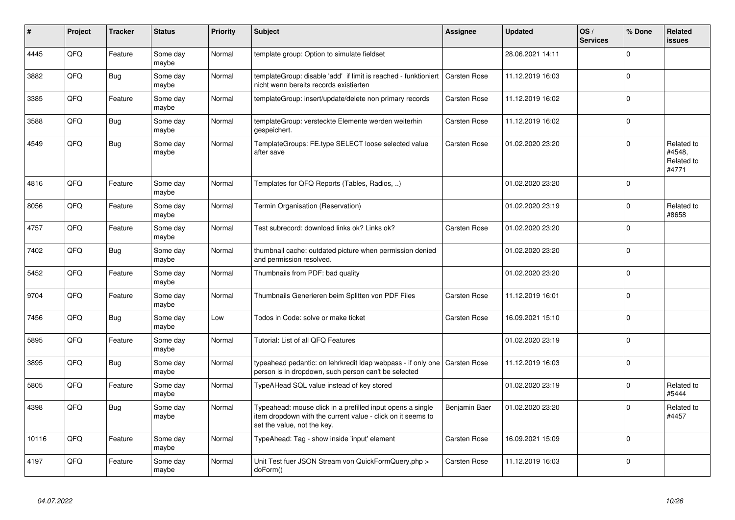| # | Project | Tracker | Status | Priority | Subject | Assignee | Updated | OS / Services | % Done | Related issues |
|---|---|---|---|---|---|---|---|---|---|---|
| 4445 | QFQ | Feature | Some day maybe | Normal | template group: Option to simulate fieldset | | 28.06.2021 14:11 | | 0 | |
| 3882 | QFQ | Bug | Some day maybe | Normal | templateGroup: disable 'add' if limit is reached - funktioniert nicht wenn bereits records existierten | Carsten Rose | 11.12.2019 16:03 | | 0 | |
| 3385 | QFQ | Feature | Some day maybe | Normal | templateGroup: insert/update/delete non primary records | Carsten Rose | 11.12.2019 16:02 | | 0 | |
| 3588 | QFQ | Bug | Some day maybe | Normal | templateGroup: versteckte Elemente werden weiterhin gespeichert. | Carsten Rose | 11.12.2019 16:02 | | 0 | |
| 4549 | QFQ | Bug | Some day maybe | Normal | TemplateGroups: FE.type SELECT loose selected value after save | Carsten Rose | 01.02.2020 23:20 | | 0 | Related to #4548, Related to #4771 |
| 4816 | QFQ | Feature | Some day maybe | Normal | Templates for QFQ Reports (Tables, Radios, ..) | | 01.02.2020 23:20 | | 0 | |
| 8056 | QFQ | Feature | Some day maybe | Normal | Termin Organisation (Reservation) | | 01.02.2020 23:19 | | 0 | Related to #8658 |
| 4757 | QFQ | Feature | Some day maybe | Normal | Test subrecord: download links ok? Links ok? | Carsten Rose | 01.02.2020 23:20 | | 0 | |
| 7402 | QFQ | Bug | Some day maybe | Normal | thumbnail cache: outdated picture when permission denied and permission resolved. | | 01.02.2020 23:20 | | 0 | |
| 5452 | QFQ | Feature | Some day maybe | Normal | Thumbnails from PDF: bad quality | | 01.02.2020 23:20 | | 0 | |
| 9704 | QFQ | Feature | Some day maybe | Normal | Thumbnails Generieren beim Splitten von PDF Files | Carsten Rose | 11.12.2019 16:01 | | 0 | |
| 7456 | QFQ | Bug | Some day maybe | Low | Todos in Code: solve or make ticket | Carsten Rose | 16.09.2021 15:10 | | 0 | |
| 5895 | QFQ | Feature | Some day maybe | Normal | Tutorial: List of all QFQ Features | | 01.02.2020 23:19 | | 0 | |
| 3895 | QFQ | Bug | Some day maybe | Normal | typeahead pedantic: on lehrkredit ldap webpass - if only one person is in dropdown, such person can't be selected | Carsten Rose | 11.12.2019 16:03 | | 0 | |
| 5805 | QFQ | Feature | Some day maybe | Normal | TypeAHead SQL value instead of key stored | | 01.02.2020 23:19 | | 0 | Related to #5444 |
| 4398 | QFQ | Bug | Some day maybe | Normal | Typeahead: mouse click in a prefilled input opens a single item dropdown with the current value - click on it seems to set the value, not the key. | Benjamin Baer | 01.02.2020 23:20 | | 0 | Related to #4457 |
| 10116 | QFQ | Feature | Some day maybe | Normal | TypeAhead: Tag - show inside 'input' element | Carsten Rose | 16.09.2021 15:09 | | 0 | |
| 4197 | QFQ | Feature | Some day maybe | Normal | Unit Test fuer JSON Stream von QuickFormQuery.php > doForm() | Carsten Rose | 11.12.2019 16:03 | | 0 | |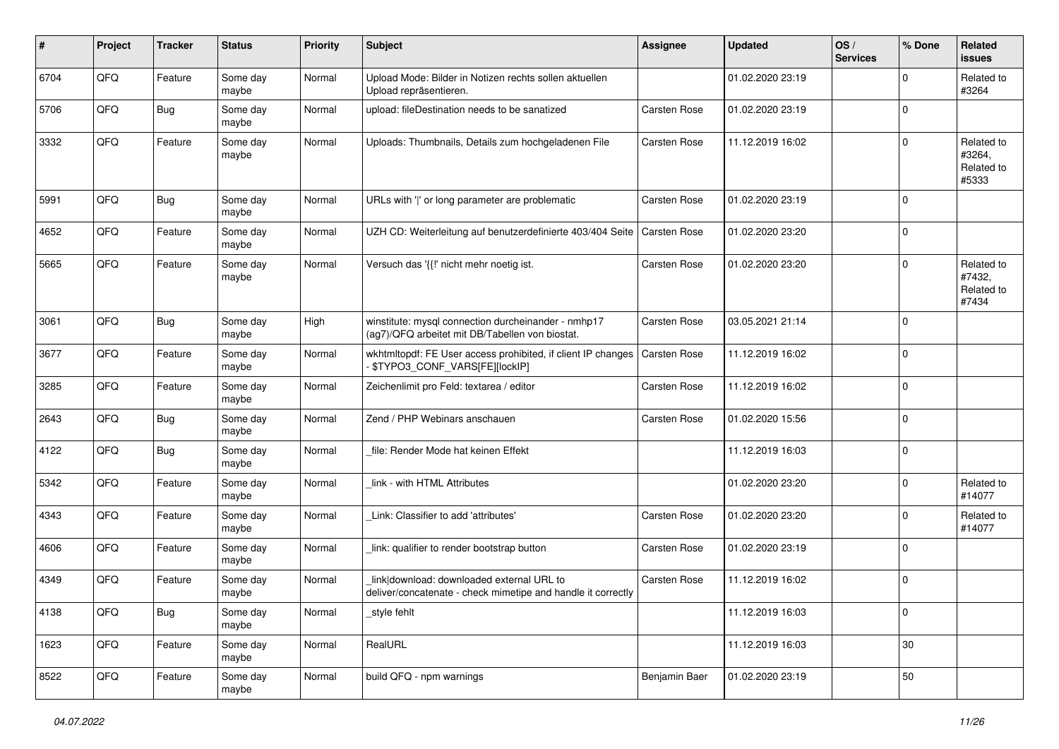| # | Project | Tracker | Status | Priority | Subject | Assignee | Updated | OS / Services | % Done | Related issues |
|---|---|---|---|---|---|---|---|---|---|---|
| 6704 | QFQ | Feature | Some day maybe | Normal | Upload Mode: Bilder in Notizen rechts sollen aktuellen Upload repräsentieren. | | 01.02.2020 23:19 | | 0 | Related to #3264 |
| 5706 | QFQ | Bug | Some day maybe | Normal | upload: fileDestination needs to be sanatized | Carsten Rose | 01.02.2020 23:19 | | 0 | |
| 3332 | QFQ | Feature | Some day maybe | Normal | Uploads: Thumbnails, Details zum hochgeladenen File | Carsten Rose | 11.12.2019 16:02 | | 0 | Related to #3264, Related to #5333 |
| 5991 | QFQ | Bug | Some day maybe | Normal | URLs with ' ' or long parameter are problematic | Carsten Rose | 01.02.2020 23:19 | | 0 | |
| 4652 | QFQ | Feature | Some day maybe | Normal | UZH CD: Weiterleitung auf benutzerdefinierte 403/404 Seite | Carsten Rose | 01.02.2020 23:20 | | 0 | |
| 5665 | QFQ | Feature | Some day maybe | Normal | Versuch das '{{!' nicht mehr noetig ist. | Carsten Rose | 01.02.2020 23:20 | | 0 | Related to #7432, Related to #7434 |
| 3061 | QFQ | Bug | Some day maybe | High | winstitute: mysql connection durcheinander - nmhp17 (ag7)/QFQ arbeitet mit DB/Tabellen von biostat. | Carsten Rose | 03.05.2021 21:14 | | 0 | |
| 3677 | QFQ | Feature | Some day maybe | Normal | wkhtmltopdf: FE User access prohibited, if client IP changes - $TYPO3_CONF_VARS[FE][lockIP] | Carsten Rose | 11.12.2019 16:02 | | 0 | |
| 3285 | QFQ | Feature | Some day maybe | Normal | Zeichenlimit pro Feld: textarea / editor | Carsten Rose | 11.12.2019 16:02 | | 0 | |
| 2643 | QFQ | Bug | Some day maybe | Normal | Zend / PHP Webinars anschauen | Carsten Rose | 01.02.2020 15:56 | | 0 | |
| 4122 | QFQ | Bug | Some day maybe | Normal | _file: Render Mode hat keinen Effekt | | 11.12.2019 16:03 | | 0 | |
| 5342 | QFQ | Feature | Some day maybe | Normal | _link - with HTML Attributes | | 01.02.2020 23:20 | | 0 | Related to #14077 |
| 4343 | QFQ | Feature | Some day maybe | Normal | _Link: Classifier to add 'attributes' | Carsten Rose | 01.02.2020 23:20 | | 0 | Related to #14077 |
| 4606 | QFQ | Feature | Some day maybe | Normal | _link: qualifier to render bootstrap button | Carsten Rose | 01.02.2020 23:19 | | 0 | |
| 4349 | QFQ | Feature | Some day maybe | Normal | _link\|download: downloaded external URL to deliver/concatenate - check mimetipe and handle it correctly | Carsten Rose | 11.12.2019 16:02 | | 0 | |
| 4138 | QFQ | Bug | Some day maybe | Normal | _style fehlt | | 11.12.2019 16:03 | | 0 | |
| 1623 | QFQ | Feature | Some day maybe | Normal | RealURL | | 11.12.2019 16:03 | | 30 | |
| 8522 | QFQ | Feature | Some day maybe | Normal | build QFQ - npm warnings | Benjamin Baer | 01.02.2020 23:19 | | 50 | |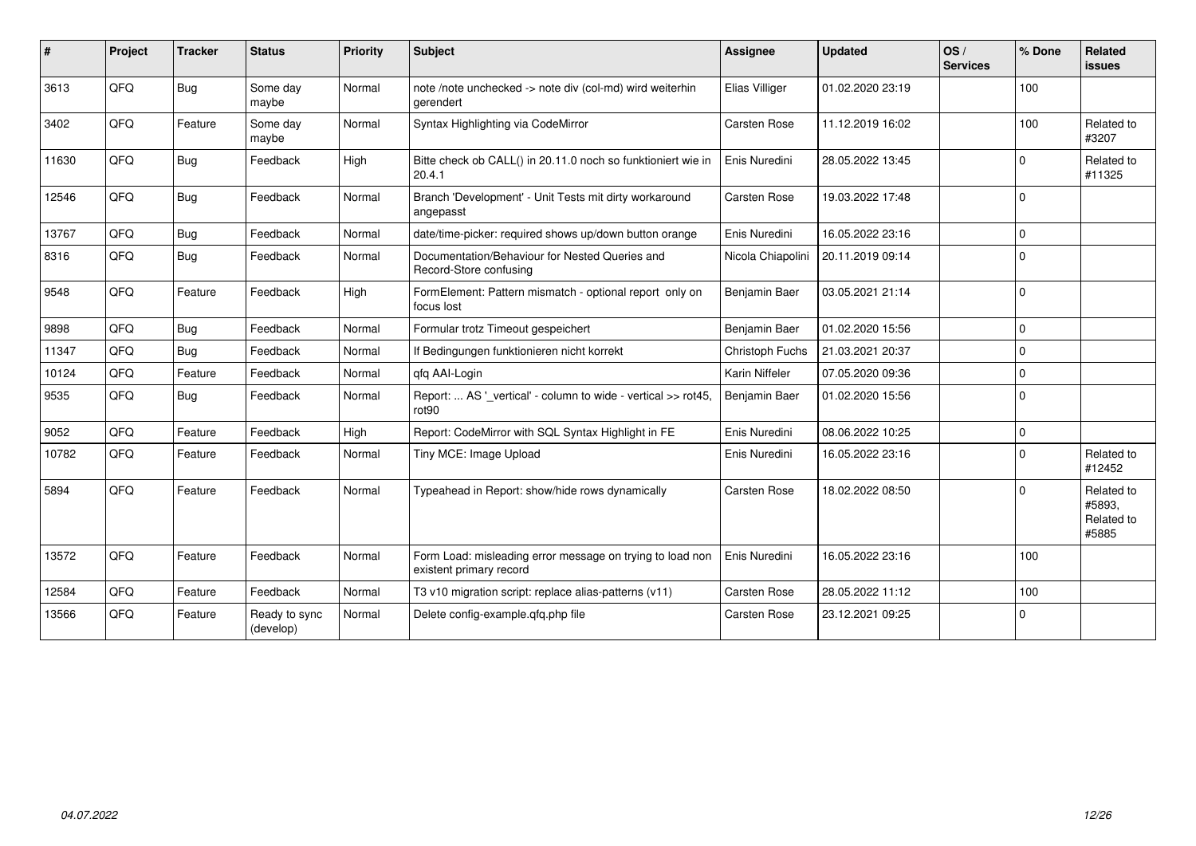| # | Project | Tracker | Status | Priority | Subject | Assignee | Updated | OS / Services | % Done | Related issues |
|---|---|---|---|---|---|---|---|---|---|---|
| 3613 | QFQ | Bug | Some day maybe | Normal | note /note unchecked -> note div (col-md) wird weiterhin gerendert | Elias Villiger | 01.02.2020 23:19 | | 100 | |
| 3402 | QFQ | Feature | Some day maybe | Normal | Syntax Highlighting via CodeMirror | Carsten Rose | 11.12.2019 16:02 | | 100 | Related to #3207 |
| 11630 | QFQ | Bug | Feedback | High | Bitte check ob CALL() in 20.11.0 noch so funktioniert wie in 20.4.1 | Enis Nuredini | 28.05.2022 13:45 | | 0 | Related to #11325 |
| 12546 | QFQ | Bug | Feedback | Normal | Branch 'Development' - Unit Tests mit dirty workaround angepasst | Carsten Rose | 19.03.2022 17:48 | | 0 | |
| 13767 | QFQ | Bug | Feedback | Normal | date/time-picker: required shows up/down button orange | Enis Nuredini | 16.05.2022 23:16 | | 0 | |
| 8316 | QFQ | Bug | Feedback | Normal | Documentation/Behaviour for Nested Queries and Record-Store confusing | Nicola Chiapolini | 20.11.2019 09:14 | | 0 | |
| 9548 | QFQ | Feature | Feedback | High | FormElement: Pattern mismatch - optional report only on focus lost | Benjamin Baer | 03.05.2021 21:14 | | 0 | |
| 9898 | QFQ | Bug | Feedback | Normal | Formular trotz Timeout gespeichert | Benjamin Baer | 01.02.2020 15:56 | | 0 | |
| 11347 | QFQ | Bug | Feedback | Normal | If Bedingungen funktionieren nicht korrekt | Christoph Fuchs | 21.03.2021 20:37 | | 0 | |
| 10124 | QFQ | Feature | Feedback | Normal | qfq AAI-Login | Karin Niffeler | 07.05.2020 09:36 | | 0 | |
| 9535 | QFQ | Bug | Feedback | Normal | Report: ... AS '_vertical' - column to wide - vertical >> rot45, rot90 | Benjamin Baer | 01.02.2020 15:56 | | 0 | |
| 9052 | QFQ | Feature | Feedback | High | Report: CodeMirror with SQL Syntax Highlight in FE | Enis Nuredini | 08.06.2022 10:25 | | 0 | |
| 10782 | QFQ | Feature | Feedback | Normal | Tiny MCE: Image Upload | Enis Nuredini | 16.05.2022 23:16 | | 0 | Related to #12452 |
| 5894 | QFQ | Feature | Feedback | Normal | Typeahead in Report: show/hide rows dynamically | Carsten Rose | 18.02.2022 08:50 | | 0 | Related to #5893, Related to #5885 |
| 13572 | QFQ | Feature | Feedback | Normal | Form Load: misleading error message on trying to load non existent primary record | Enis Nuredini | 16.05.2022 23:16 | | 100 | |
| 12584 | QFQ | Feature | Feedback | Normal | T3 v10 migration script: replace alias-patterns (v11) | Carsten Rose | 28.05.2022 11:12 | | 100 | |
| 13566 | QFQ | Feature | Ready to sync (develop) | Normal | Delete config-example.qfq.php file | Carsten Rose | 23.12.2021 09:25 | | 0 | |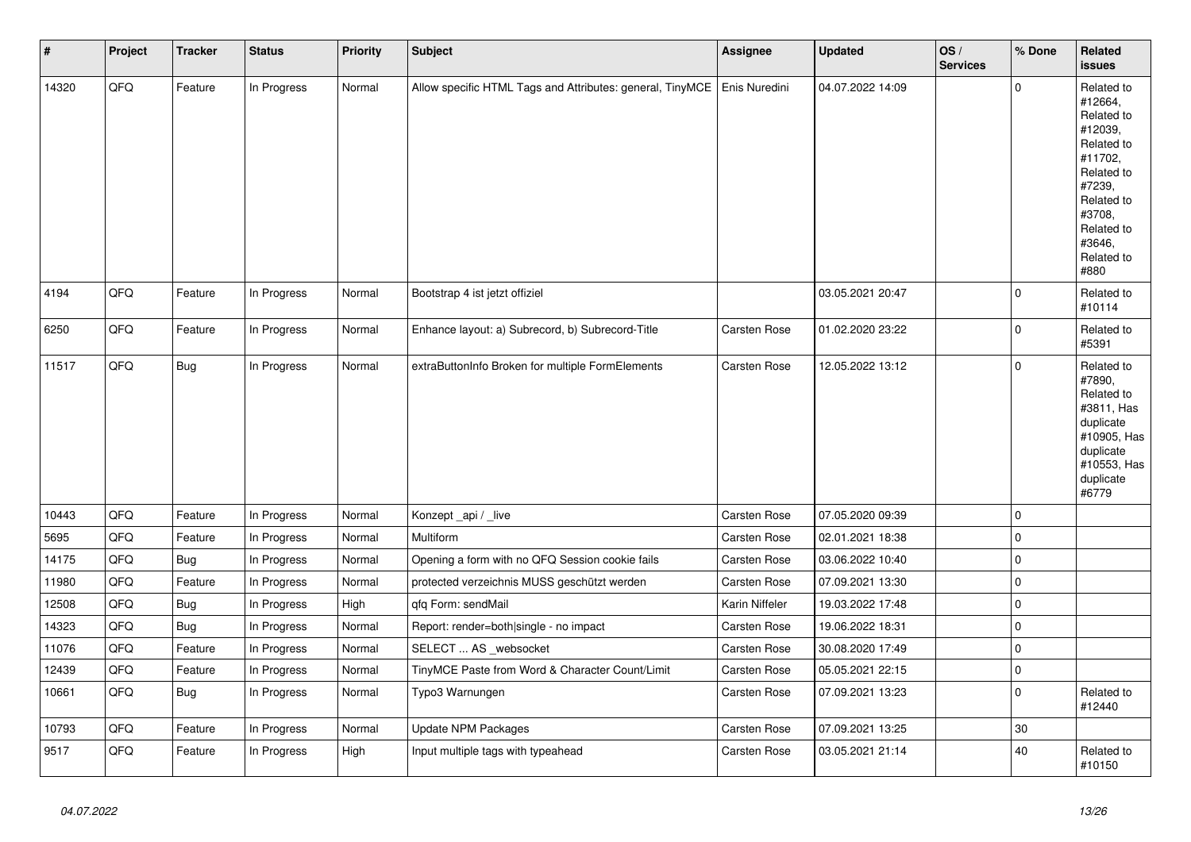| # | Project | Tracker | Status | Priority | Subject | Assignee | Updated | OS / Services | % Done | Related issues |
|---|---|---|---|---|---|---|---|---|---|---|
| 14320 | QFQ | Feature | In Progress | Normal | Allow specific HTML Tags and Attributes: general, TinyMCE | Enis Nuredini | 04.07.2022 14:09 | | 0 | Related to #12664, Related to #12039, Related to #11702, Related to #7239, Related to #3708, Related to #3646, Related to #880 |
| 4194 | QFQ | Feature | In Progress | Normal | Bootstrap 4 ist jetzt offiziel | | 03.05.2021 20:47 | | 0 | Related to #10114 |
| 6250 | QFQ | Feature | In Progress | Normal | Enhance layout: a) Subrecord, b) Subrecord-Title | Carsten Rose | 01.02.2020 23:22 | | 0 | Related to #5391 |
| 11517 | QFQ | Bug | In Progress | Normal | extraButtonInfo Broken for multiple FormElements | Carsten Rose | 12.05.2022 13:12 | | 0 | Related to #7890, Related to #3811, Has duplicate #10905, Has duplicate #10553, Has duplicate #6779 |
| 10443 | QFQ | Feature | In Progress | Normal | Konzept _api / _live | Carsten Rose | 07.05.2020 09:39 | | 0 | |
| 5695 | QFQ | Feature | In Progress | Normal | Multiform | Carsten Rose | 02.01.2021 18:38 | | 0 | |
| 14175 | QFQ | Bug | In Progress | Normal | Opening a form with no QFQ Session cookie fails | Carsten Rose | 03.06.2022 10:40 | | 0 | |
| 11980 | QFQ | Feature | In Progress | Normal | protected verzeichnis MUSS geschützt werden | Carsten Rose | 07.09.2021 13:30 | | 0 | |
| 12508 | QFQ | Bug | In Progress | High | qfq Form: sendMail | Karin Niffeler | 19.03.2022 17:48 | | 0 | |
| 14323 | QFQ | Bug | In Progress | Normal | Report: render=both\|single - no impact | Carsten Rose | 19.06.2022 18:31 | | 0 | |
| 11076 | QFQ | Feature | In Progress | Normal | SELECT ... AS _websocket | Carsten Rose | 30.08.2020 17:49 | | 0 | |
| 12439 | QFQ | Feature | In Progress | Normal | TinyMCE Paste from Word & Character Count/Limit | Carsten Rose | 05.05.2021 22:15 | | 0 | |
| 10661 | QFQ | Bug | In Progress | Normal | Typo3 Warnungen | Carsten Rose | 07.09.2021 13:23 | | 0 | Related to #12440 |
| 10793 | QFQ | Feature | In Progress | Normal | Update NPM Packages | Carsten Rose | 07.09.2021 13:25 | | 30 | |
| 9517 | QFQ | Feature | In Progress | High | Input multiple tags with typeahead | Carsten Rose | 03.05.2021 21:14 | | 40 | Related to #10150 |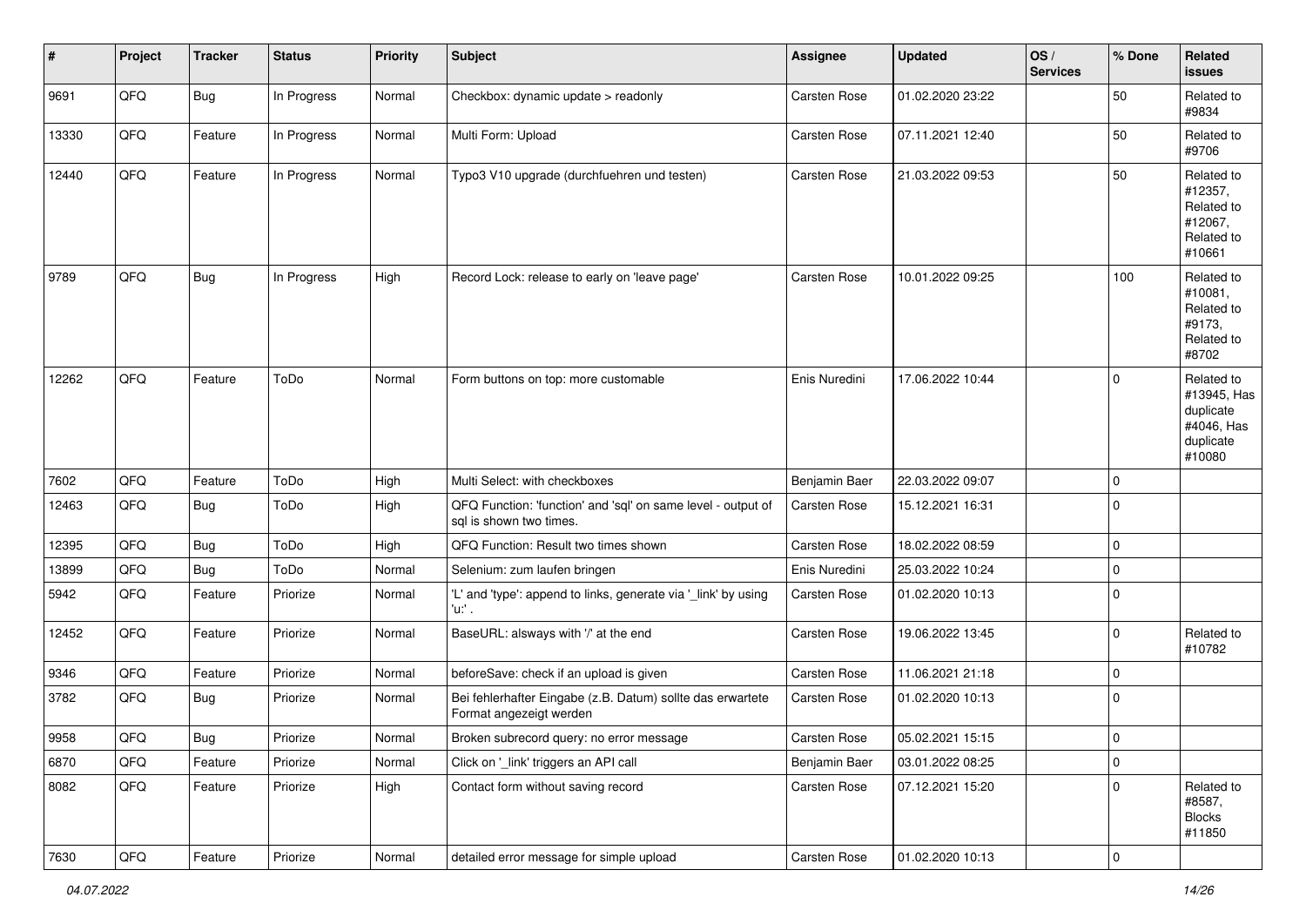| # | Project | Tracker | Status | Priority | Subject | Assignee | Updated | OS / Services | % Done | Related issues |
|---|---|---|---|---|---|---|---|---|---|---|
| 9691 | QFQ | Bug | In Progress | Normal | Checkbox: dynamic update > readonly | Carsten Rose | 01.02.2020 23:22 | | 50 | Related to #9834 |
| 13330 | QFQ | Feature | In Progress | Normal | Multi Form: Upload | Carsten Rose | 07.11.2021 12:40 | | 50 | Related to #9706 |
| 12440 | QFQ | Feature | In Progress | Normal | Typo3 V10 upgrade (durchfuehren und testen) | Carsten Rose | 21.03.2022 09:53 | | 50 | Related to #12357, Related to #12067, Related to #10661 |
| 9789 | QFQ | Bug | In Progress | High | Record Lock: release to early on 'leave page' | Carsten Rose | 10.01.2022 09:25 | | 100 | Related to #10081, Related to #9173, Related to #8702 |
| 12262 | QFQ | Feature | ToDo | Normal | Form buttons on top: more customable | Enis Nuredini | 17.06.2022 10:44 | | 0 | Related to #13945, Has duplicate #4046, Has duplicate #10080 |
| 7602 | QFQ | Feature | ToDo | High | Multi Select: with checkboxes | Benjamin Baer | 22.03.2022 09:07 | | 0 | |
| 12463 | QFQ | Bug | ToDo | High | QFQ Function: 'function' and 'sql' on same level - output of sql is shown two times. | Carsten Rose | 15.12.2021 16:31 | | 0 | |
| 12395 | QFQ | Bug | ToDo | High | QFQ Function: Result two times shown | Carsten Rose | 18.02.2022 08:59 | | 0 | |
| 13899 | QFQ | Bug | ToDo | Normal | Selenium: zum laufen bringen | Enis Nuredini | 25.03.2022 10:24 | | 0 | |
| 5942 | QFQ | Feature | Priorize | Normal | 'L' and 'type': append to links, generate via '_link' by using 'u:' . | Carsten Rose | 01.02.2020 10:13 | | 0 | |
| 12452 | QFQ | Feature | Priorize | Normal | BaseURL: alsways with '/' at the end | Carsten Rose | 19.06.2022 13:45 | | 0 | Related to #10782 |
| 9346 | QFQ | Feature | Priorize | Normal | beforeSave: check if an upload is given | Carsten Rose | 11.06.2021 21:18 | | 0 | |
| 3782 | QFQ | Bug | Priorize | Normal | Bei fehlerhafter Eingabe (z.B. Datum) sollte das erwartete Format angezeigt werden | Carsten Rose | 01.02.2020 10:13 | | 0 | |
| 9958 | QFQ | Bug | Priorize | Normal | Broken subrecord query: no error message | Carsten Rose | 05.02.2021 15:15 | | 0 | |
| 6870 | QFQ | Feature | Priorize | Normal | Click on '_link' triggers an API call | Benjamin Baer | 03.01.2022 08:25 | | 0 | |
| 8082 | QFQ | Feature | Priorize | High | Contact form without saving record | Carsten Rose | 07.12.2021 15:20 | | 0 | Related to #8587, Blocks #11850 |
| 7630 | QFQ | Feature | Priorize | Normal | detailed error message for simple upload | Carsten Rose | 01.02.2020 10:13 | | 0 | |

*04.07.2022*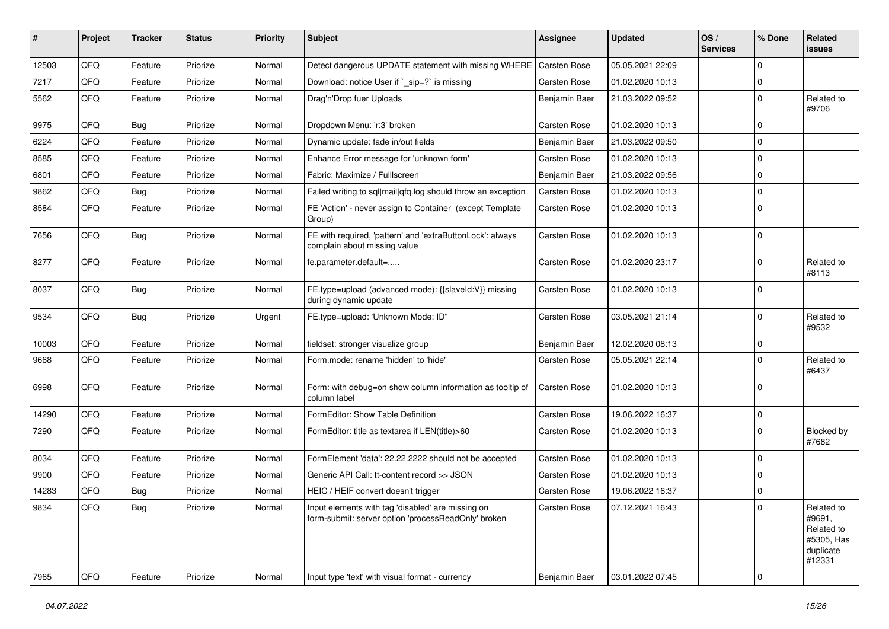| # | Project | Tracker | Status | Priority | Subject | Assignee | Updated | OS / Services | % Done | Related issues |
|---|---|---|---|---|---|---|---|---|---|---|
| 12503 | QFQ | Feature | Priorize | Normal | Detect dangerous UPDATE statement with missing WHERE | Carsten Rose | 05.05.2021 22:09 | | 0 | |
| 7217 | QFQ | Feature | Priorize | Normal | Download: notice User if `_sip=?` is missing | Carsten Rose | 01.02.2020 10:13 | | 0 | |
| 5562 | QFQ | Feature | Priorize | Normal | Drag'n'Drop fuer Uploads | Benjamin Baer | 21.03.2022 09:52 | | 0 | Related to #9706 |
| 9975 | QFQ | Bug | Priorize | Normal | Dropdown Menu: 'r:3' broken | Carsten Rose | 01.02.2020 10:13 | | 0 | |
| 6224 | QFQ | Feature | Priorize | Normal | Dynamic update: fade in/out fields | Benjamin Baer | 21.03.2022 09:50 | | 0 | |
| 8585 | QFQ | Feature | Priorize | Normal | Enhance Error message for 'unknown form' | Carsten Rose | 01.02.2020 10:13 | | 0 | |
| 6801 | QFQ | Feature | Priorize | Normal | Fabric: Maximize / Fulllscreen | Benjamin Baer | 21.03.2022 09:56 | | 0 | |
| 9862 | QFQ | Bug | Priorize | Normal | Failed writing to sql\|mail\|qfq.log should throw an exception | Carsten Rose | 01.02.2020 10:13 | | 0 | |
| 8584 | QFQ | Feature | Priorize | Normal | FE 'Action' - never assign to Container (except Template Group) | Carsten Rose | 01.02.2020 10:13 | | 0 | |
| 7656 | QFQ | Bug | Priorize | Normal | FE with required, 'pattern' and 'extraButtonLock': always complain about missing value | Carsten Rose | 01.02.2020 10:13 | | 0 | |
| 8277 | QFQ | Feature | Priorize | Normal | fe.parameter.default=..... | Carsten Rose | 01.02.2020 23:17 | | 0 | Related to #8113 |
| 8037 | QFQ | Bug | Priorize | Normal | FE.type=upload (advanced mode): {{slaveId:V}} missing during dynamic update | Carsten Rose | 01.02.2020 10:13 | | 0 | |
| 9534 | QFQ | Bug | Priorize | Urgent | FE.type=upload: 'Unknown Mode: ID" | Carsten Rose | 03.05.2021 21:14 | | 0 | Related to #9532 |
| 10003 | QFQ | Feature | Priorize | Normal | fieldset: stronger visualize group | Benjamin Baer | 12.02.2020 08:13 | | 0 | |
| 9668 | QFQ | Feature | Priorize | Normal | Form.mode: rename 'hidden' to 'hide' | Carsten Rose | 05.05.2021 22:14 | | 0 | Related to #6437 |
| 6998 | QFQ | Feature | Priorize | Normal | Form: with debug=on show column information as tooltip of column label | Carsten Rose | 01.02.2020 10:13 | | 0 | |
| 14290 | QFQ | Feature | Priorize | Normal | FormEditor: Show Table Definition | Carsten Rose | 19.06.2022 16:37 | | 0 | |
| 7290 | QFQ | Feature | Priorize | Normal | FormEditor: title as textarea if LEN(title)>60 | Carsten Rose | 01.02.2020 10:13 | | 0 | Blocked by #7682 |
| 8034 | QFQ | Feature | Priorize | Normal | FormElement 'data': 22.22.2222 should not be accepted | Carsten Rose | 01.02.2020 10:13 | | 0 | |
| 9900 | QFQ | Feature | Priorize | Normal | Generic API Call: tt-content record >> JSON | Carsten Rose | 01.02.2020 10:13 | | 0 | |
| 14283 | QFQ | Bug | Priorize | Normal | HEIC / HEIF convert doesn't trigger | Carsten Rose | 19.06.2022 16:37 | | 0 | |
| 9834 | QFQ | Bug | Priorize | Normal | Input elements with tag 'disabled' are missing on form-submit: server option 'processReadOnly' broken | Carsten Rose | 07.12.2021 16:43 | | 0 | Related to #9691, Related to #5305, Has duplicate #12331 |
| 7965 | QFQ | Feature | Priorize | Normal | Input type 'text' with visual format - currency | Benjamin Baer | 03.01.2022 07:45 | | 0 | |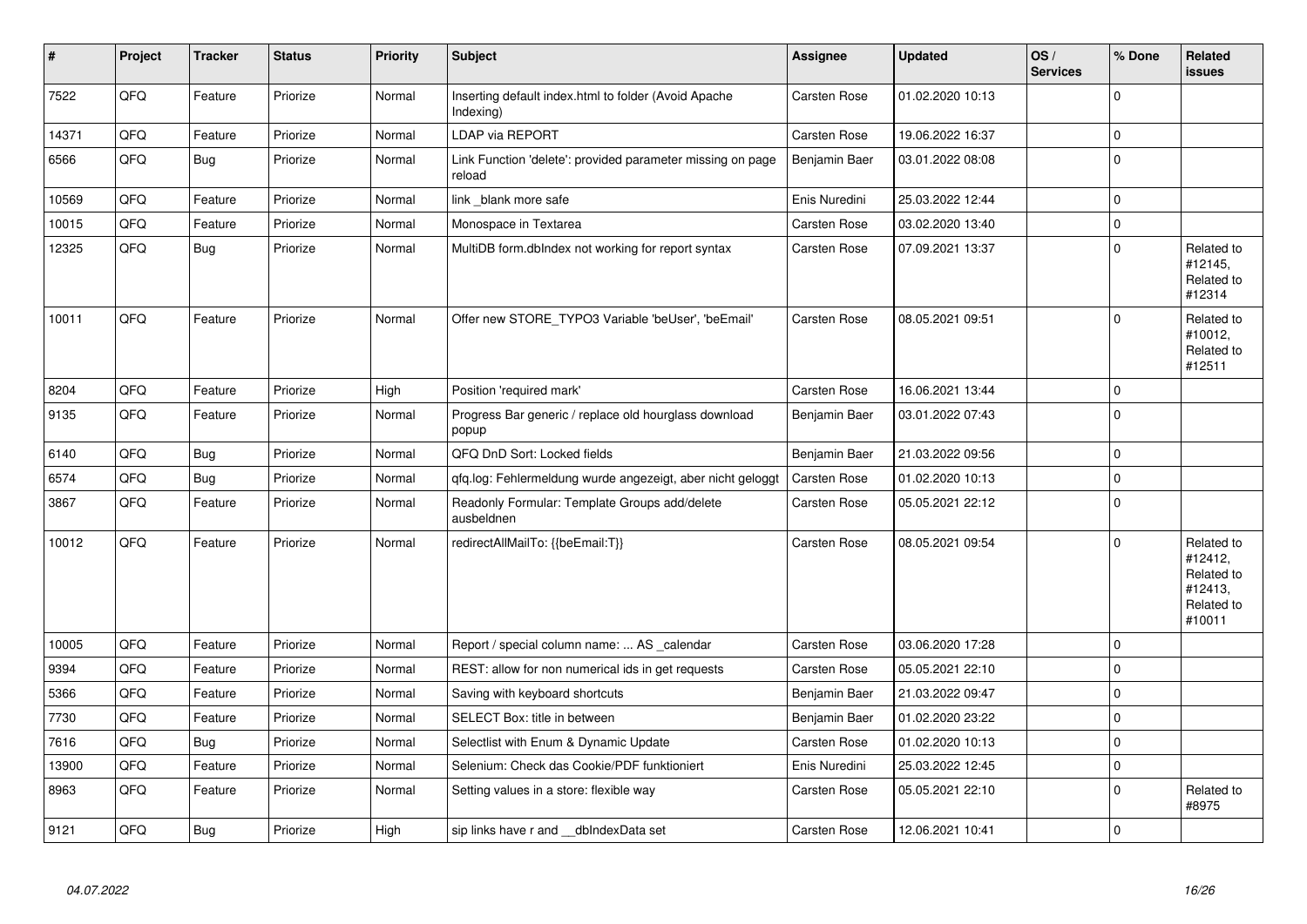| # | Project | Tracker | Status | Priority | Subject | Assignee | Updated | OS / Services | % Done | Related issues |
|---|---|---|---|---|---|---|---|---|---|---|
| 7522 | QFQ | Feature | Priorize | Normal | Inserting default index.html to folder (Avoid Apache Indexing) | Carsten Rose | 01.02.2020 10:13 | | 0 | |
| 14371 | QFQ | Feature | Priorize | Normal | LDAP via REPORT | Carsten Rose | 19.06.2022 16:37 | | 0 | |
| 6566 | QFQ | Bug | Priorize | Normal | Link Function 'delete': provided parameter missing on page reload | Benjamin Baer | 03.01.2022 08:08 | | 0 | |
| 10569 | QFQ | Feature | Priorize | Normal | link _blank more safe | Enis Nuredini | 25.03.2022 12:44 | | 0 | |
| 10015 | QFQ | Feature | Priorize | Normal | Monospace in Textarea | Carsten Rose | 03.02.2020 13:40 | | 0 | |
| 12325 | QFQ | Bug | Priorize | Normal | MultiDB form.dbIndex not working for report syntax | Carsten Rose | 07.09.2021 13:37 | | 0 | Related to #12145, Related to #12314 |
| 10011 | QFQ | Feature | Priorize | Normal | Offer new STORE_TYPO3 Variable 'beUser', 'beEmail' | Carsten Rose | 08.05.2021 09:51 | | 0 | Related to #10012, Related to #12511 |
| 8204 | QFQ | Feature | Priorize | High | Position 'required mark' | Carsten Rose | 16.06.2021 13:44 | | 0 | |
| 9135 | QFQ | Feature | Priorize | Normal | Progress Bar generic / replace old hourglass download popup | Benjamin Baer | 03.01.2022 07:43 | | 0 | |
| 6140 | QFQ | Bug | Priorize | Normal | QFQ DnD Sort: Locked fields | Benjamin Baer | 21.03.2022 09:56 | | 0 | |
| 6574 | QFQ | Bug | Priorize | Normal | qfq.log: Fehlermeldung wurde angezeigt, aber nicht geloggt | Carsten Rose | 01.02.2020 10:13 | | 0 | |
| 3867 | QFQ | Feature | Priorize | Normal | Readonly Formular: Template Groups add/delete ausbeldnen | Carsten Rose | 05.05.2021 22:12 | | 0 | |
| 10012 | QFQ | Feature | Priorize | Normal | redirectAllMailTo: {{beEmail:T}} | Carsten Rose | 08.05.2021 09:54 | | 0 | Related to #12412, Related to #12413, Related to #10011 |
| 10005 | QFQ | Feature | Priorize | Normal | Report / special column name: ... AS _calendar | Carsten Rose | 03.06.2020 17:28 | | 0 | |
| 9394 | QFQ | Feature | Priorize | Normal | REST: allow for non numerical ids in get requests | Carsten Rose | 05.05.2021 22:10 | | 0 | |
| 5366 | QFQ | Feature | Priorize | Normal | Saving with keyboard shortcuts | Benjamin Baer | 21.03.2022 09:47 | | 0 | |
| 7730 | QFQ | Feature | Priorize | Normal | SELECT Box: title in between | Benjamin Baer | 01.02.2020 23:22 | | 0 | |
| 7616 | QFQ | Bug | Priorize | Normal | Selectlist with Enum & Dynamic Update | Carsten Rose | 01.02.2020 10:13 | | 0 | |
| 13900 | QFQ | Feature | Priorize | Normal | Selenium: Check das Cookie/PDF funktioniert | Enis Nuredini | 25.03.2022 12:45 | | 0 | |
| 8963 | QFQ | Feature | Priorize | Normal | Setting values in a store: flexible way | Carsten Rose | 05.05.2021 22:10 | | 0 | Related to #8975 |
| 9121 | QFQ | Bug | Priorize | High | sip links have r and __dbIndexData set | Carsten Rose | 12.06.2021 10:41 | | 0 | |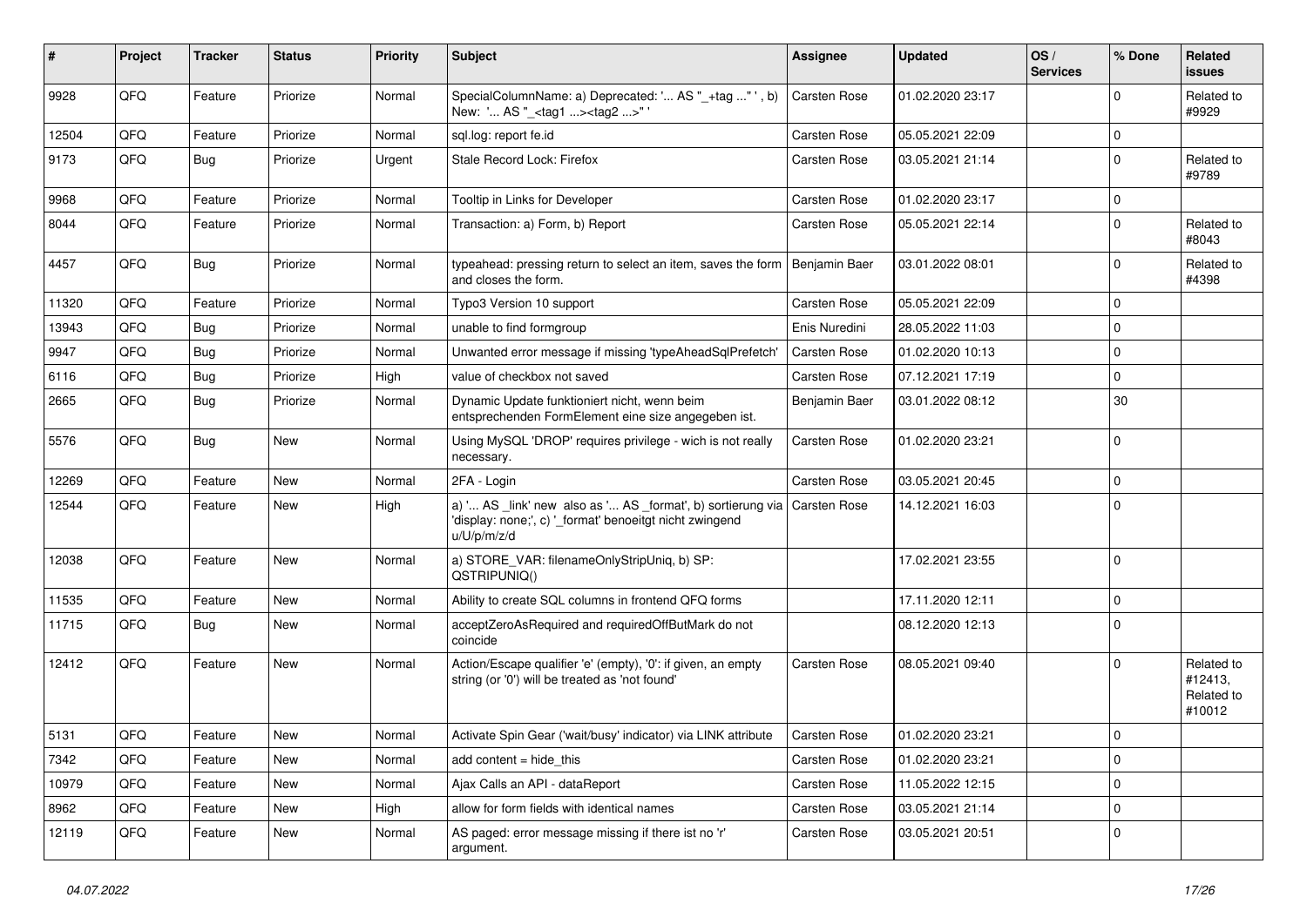| # | Project | Tracker | Status | Priority | Subject | Assignee | Updated | OS / Services | % Done | Related issues |
|---|---|---|---|---|---|---|---|---|---|---|
| 9928 | QFQ | Feature | Priorize | Normal | SpecialColumnName: a) Deprecated: '... AS "_+tag ..." ', b) New: '... AS "_<tag1 ...><tag2 ...>" ' | Carsten Rose | 01.02.2020 23:17 | | 0 | Related to #9929 |
| 12504 | QFQ | Feature | Priorize | Normal | sql.log: report fe.id | Carsten Rose | 05.05.2021 22:09 | | 0 | |
| 9173 | QFQ | Bug | Priorize | Urgent | Stale Record Lock: Firefox | Carsten Rose | 03.05.2021 21:14 | | 0 | Related to #9789 |
| 9968 | QFQ | Feature | Priorize | Normal | Tooltip in Links for Developer | Carsten Rose | 01.02.2020 23:17 | | 0 | |
| 8044 | QFQ | Feature | Priorize | Normal | Transaction: a) Form, b) Report | Carsten Rose | 05.05.2021 22:14 | | 0 | Related to #8043 |
| 4457 | QFQ | Bug | Priorize | Normal | typeahead: pressing return to select an item, saves the form and closes the form. | Benjamin Baer | 03.01.2022 08:01 | | 0 | Related to #4398 |
| 11320 | QFQ | Feature | Priorize | Normal | Typo3 Version 10 support | Carsten Rose | 05.05.2021 22:09 | | 0 | |
| 13943 | QFQ | Bug | Priorize | Normal | unable to find formgroup | Enis Nuredini | 28.05.2022 11:03 | | 0 | |
| 9947 | QFQ | Bug | Priorize | Normal | Unwanted error message if missing 'typeAheadSqlPrefetch' | Carsten Rose | 01.02.2020 10:13 | | 0 | |
| 6116 | QFQ | Bug | Priorize | High | value of checkbox not saved | Carsten Rose | 07.12.2021 17:19 | | 0 | |
| 2665 | QFQ | Bug | Priorize | Normal | Dynamic Update funktioniert nicht, wenn beim entsprechenden FormElement eine size angegeben ist. | Benjamin Baer | 03.01.2022 08:12 | | 30 | |
| 5576 | QFQ | Bug | New | Normal | Using MySQL 'DROP' requires privilege - wich is not really necessary. | Carsten Rose | 01.02.2020 23:21 | | 0 | |
| 12269 | QFQ | Feature | New | Normal | 2FA - Login | Carsten Rose | 03.05.2021 20:45 | | 0 | |
| 12544 | QFQ | Feature | New | High | a) '... AS _link' new also as '... AS _format', b) sortierung via 'display: none;', c) '_format' benoeitgt nicht zwingend u/U/p/m/z/d | Carsten Rose | 14.12.2021 16:03 | | 0 | |
| 12038 | QFQ | Feature | New | Normal | a) STORE_VAR: filenameOnlyStripUniq, b) SP: QSTRIPUNIQ() | | 17.02.2021 23:55 | | 0 | |
| 11535 | QFQ | Feature | New | Normal | Ability to create SQL columns in frontend QFQ forms | | 17.11.2020 12:11 | | 0 | |
| 11715 | QFQ | Bug | New | Normal | acceptZeroAsRequired and requiredOffButMark do not coincide | | 08.12.2020 12:13 | | 0 | |
| 12412 | QFQ | Feature | New | Normal | Action/Escape qualifier 'e' (empty), '0': if given, an empty string (or '0') will be treated as 'not found' | Carsten Rose | 08.05.2021 09:40 | | 0 | Related to #12413, Related to #10012 |
| 5131 | QFQ | Feature | New | Normal | Activate Spin Gear ('wait/busy' indicator) via LINK attribute | Carsten Rose | 01.02.2020 23:21 | | 0 | |
| 7342 | QFQ | Feature | New | Normal | add content = hide_this | Carsten Rose | 01.02.2020 23:21 | | 0 | |
| 10979 | QFQ | Feature | New | Normal | Ajax Calls an API - dataReport | Carsten Rose | 11.05.2022 12:15 | | 0 | |
| 8962 | QFQ | Feature | New | High | allow for form fields with identical names | Carsten Rose | 03.05.2021 21:14 | | 0 | |
| 12119 | QFQ | Feature | New | Normal | AS paged: error message missing if there ist no 'r' argument. | Carsten Rose | 03.05.2021 20:51 | | 0 | |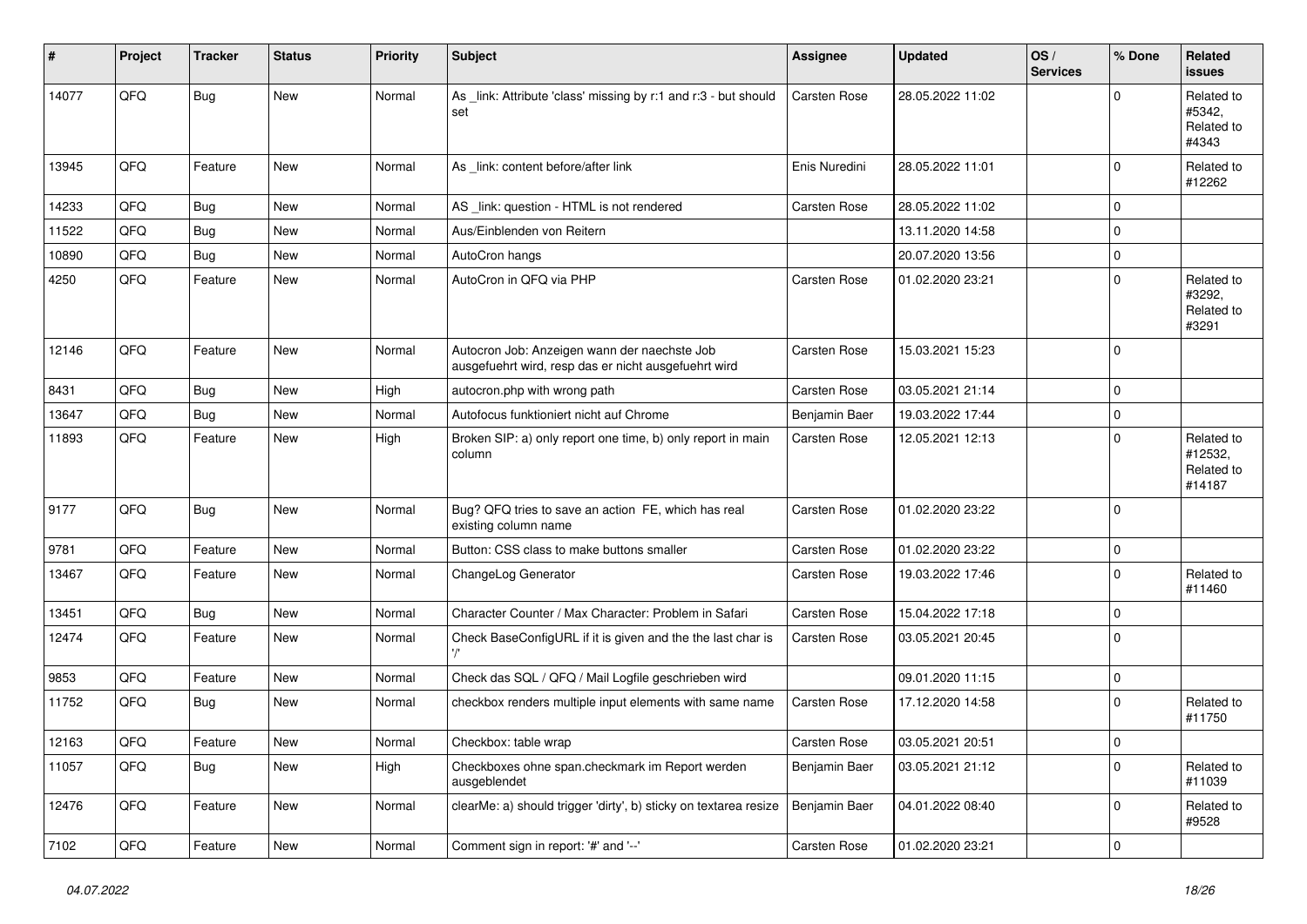| # | Project | Tracker | Status | Priority | Subject | Assignee | Updated | OS / Services | % Done | Related issues |
|---|---|---|---|---|---|---|---|---|---|---|
| 14077 | QFQ | Bug | New | Normal | As _link: Attribute 'class' missing by r:1 and r:3 - but should set | Carsten Rose | 28.05.2022 11:02 | | 0 | Related to #5342, Related to #4343 |
| 13945 | QFQ | Feature | New | Normal | As _link: content before/after link | Enis Nuredini | 28.05.2022 11:01 | | 0 | Related to #12262 |
| 14233 | QFQ | Bug | New | Normal | AS _link: question - HTML is not rendered | Carsten Rose | 28.05.2022 11:02 | | 0 | |
| 11522 | QFQ | Bug | New | Normal | Aus/Einblenden von Reitern | | 13.11.2020 14:58 | | 0 | |
| 10890 | QFQ | Bug | New | Normal | AutoCron hangs | | 20.07.2020 13:56 | | 0 | |
| 4250 | QFQ | Feature | New | Normal | AutoCron in QFQ via PHP | Carsten Rose | 01.02.2020 23:21 | | 0 | Related to #3292, Related to #3291 |
| 12146 | QFQ | Feature | New | Normal | Autocron Job: Anzeigen wann der naechste Job ausgefuehrt wird, resp das er nicht ausgefuehrt wird | Carsten Rose | 15.03.2021 15:23 | | 0 | |
| 8431 | QFQ | Bug | New | High | autocron.php with wrong path | Carsten Rose | 03.05.2021 21:14 | | 0 | |
| 13647 | QFQ | Bug | New | Normal | Autofocus funktioniert nicht auf Chrome | Benjamin Baer | 19.03.2022 17:44 | | 0 | |
| 11893 | QFQ | Feature | New | High | Broken SIP: a) only report one time, b) only report in main column | Carsten Rose | 12.05.2021 12:13 | | 0 | Related to #12532, Related to #14187 |
| 9177 | QFQ | Bug | New | Normal | Bug? QFQ tries to save an action FE, which has real existing column name | Carsten Rose | 01.02.2020 23:22 | | 0 | |
| 9781 | QFQ | Feature | New | Normal | Button: CSS class to make buttons smaller | Carsten Rose | 01.02.2020 23:22 | | 0 | |
| 13467 | QFQ | Feature | New | Normal | ChangeLog Generator | Carsten Rose | 19.03.2022 17:46 | | 0 | Related to #11460 |
| 13451 | QFQ | Bug | New | Normal | Character Counter / Max Character: Problem in Safari | Carsten Rose | 15.04.2022 17:18 | | 0 | |
| 12474 | QFQ | Feature | New | Normal | Check BaseConfigURL if it is given and the the last char is '/' | Carsten Rose | 03.05.2021 20:45 | | 0 | |
| 9853 | QFQ | Feature | New | Normal | Check das SQL / QFQ / Mail Logfile geschrieben wird | | 09.01.2020 11:15 | | 0 | |
| 11752 | QFQ | Bug | New | Normal | checkbox renders multiple input elements with same name | Carsten Rose | 17.12.2020 14:58 | | 0 | Related to #11750 |
| 12163 | QFQ | Feature | New | Normal | Checkbox: table wrap | Carsten Rose | 03.05.2021 20:51 | | 0 | |
| 11057 | QFQ | Bug | New | High | Checkboxes ohne span.checkmark im Report werden ausgeblendet | Benjamin Baer | 03.05.2021 21:12 | | 0 | Related to #11039 |
| 12476 | QFQ | Feature | New | Normal | clearMe: a) should trigger 'dirty', b) sticky on textarea resize | Benjamin Baer | 04.01.2022 08:40 | | 0 | Related to #9528 |
| 7102 | QFQ | Feature | New | Normal | Comment sign in report: '#' and '--' | Carsten Rose | 01.02.2020 23:21 | | 0 | |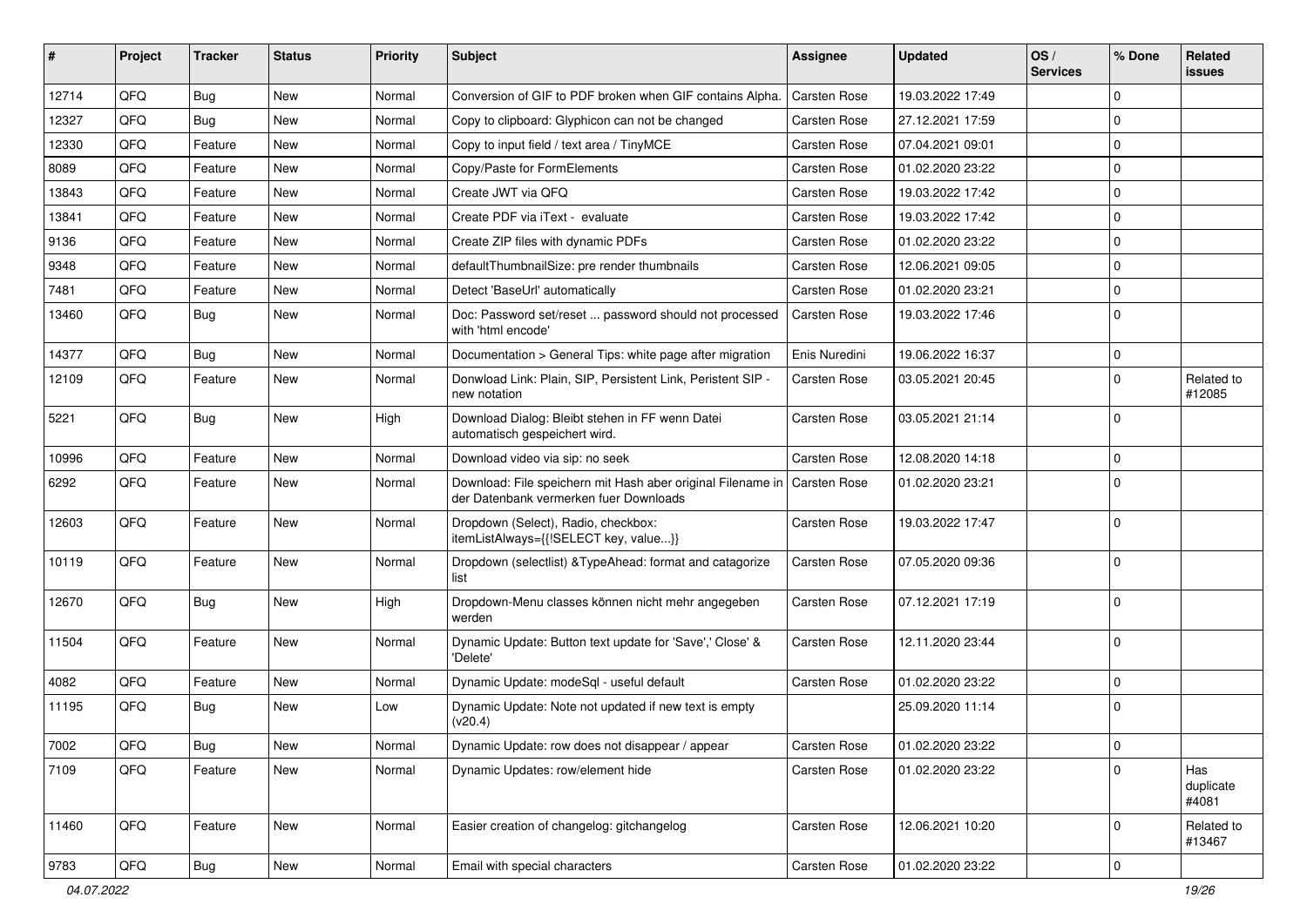| # | Project | Tracker | Status | Priority | Subject | Assignee | Updated | OS / Services | % Done | Related issues |
|---|---|---|---|---|---|---|---|---|---|---|
| 12714 | QFQ | Bug | New | Normal | Conversion of GIF to PDF broken when GIF contains Alpha. | Carsten Rose | 19.03.2022 17:49 | | 0 | |
| 12327 | QFQ | Bug | New | Normal | Copy to clipboard: Glyphicon can not be changed | Carsten Rose | 27.12.2021 17:59 | | 0 | |
| 12330 | QFQ | Feature | New | Normal | Copy to input field / text area / TinyMCE | Carsten Rose | 07.04.2021 09:01 | | 0 | |
| 8089 | QFQ | Feature | New | Normal | Copy/Paste for FormElements | Carsten Rose | 01.02.2020 23:22 | | 0 | |
| 13843 | QFQ | Feature | New | Normal | Create JWT via QFQ | Carsten Rose | 19.03.2022 17:42 | | 0 | |
| 13841 | QFQ | Feature | New | Normal | Create PDF via iText - evaluate | Carsten Rose | 19.03.2022 17:42 | | 0 | |
| 9136 | QFQ | Feature | New | Normal | Create ZIP files with dynamic PDFs | Carsten Rose | 01.02.2020 23:22 | | 0 | |
| 9348 | QFQ | Feature | New | Normal | defaultThumbnailSize: pre render thumbnails | Carsten Rose | 12.06.2021 09:05 | | 0 | |
| 7481 | QFQ | Feature | New | Normal | Detect 'BaseUrl' automatically | Carsten Rose | 01.02.2020 23:21 | | 0 | |
| 13460 | QFQ | Bug | New | Normal | Doc: Password set/reset ... password should not processed with 'html encode' | Carsten Rose | 19.03.2022 17:46 | | 0 | |
| 14377 | QFQ | Bug | New | Normal | Documentation > General Tips: white page after migration | Enis Nuredini | 19.06.2022 16:37 | | 0 | |
| 12109 | QFQ | Feature | New | Normal | Donwload Link: Plain, SIP, Persistent Link, Peristent SIP - new notation | Carsten Rose | 03.05.2021 20:45 | | 0 | Related to #12085 |
| 5221 | QFQ | Bug | New | High | Download Dialog: Bleibt stehen in FF wenn Datei automatisch gespeichert wird. | Carsten Rose | 03.05.2021 21:14 | | 0 | |
| 10996 | QFQ | Feature | New | Normal | Download video via sip: no seek | Carsten Rose | 12.08.2020 14:18 | | 0 | |
| 6292 | QFQ | Feature | New | Normal | Download: File speichern mit Hash aber original Filename in der Datenbank vermerken fuer Downloads | Carsten Rose | 01.02.2020 23:21 | | 0 | |
| 12603 | QFQ | Feature | New | Normal | Dropdown (Select), Radio, checkbox: itemListAlways={{!SELECT key, value...}} | Carsten Rose | 19.03.2022 17:47 | | 0 | |
| 10119 | QFQ | Feature | New | Normal | Dropdown (selectlist) &TypeAhead: format and catagorize list | Carsten Rose | 07.05.2020 09:36 | | 0 | |
| 12670 | QFQ | Bug | New | High | Dropdown-Menu classes können nicht mehr angegeben werden | Carsten Rose | 07.12.2021 17:19 | | 0 | |
| 11504 | QFQ | Feature | New | Normal | Dynamic Update: Button text update for 'Save',' Close' & 'Delete' | Carsten Rose | 12.11.2020 23:44 | | 0 | |
| 4082 | QFQ | Feature | New | Normal | Dynamic Update: modeSql - useful default | Carsten Rose | 01.02.2020 23:22 | | 0 | |
| 11195 | QFQ | Bug | New | Low | Dynamic Update: Note not updated if new text is empty (v20.4) | | 25.09.2020 11:14 | | 0 | |
| 7002 | QFQ | Bug | New | Normal | Dynamic Update: row does not disappear / appear | Carsten Rose | 01.02.2020 23:22 | | 0 | |
| 7109 | QFQ | Feature | New | Normal | Dynamic Updates: row/element hide | Carsten Rose | 01.02.2020 23:22 | | 0 | Has duplicate #4081 |
| 11460 | QFQ | Feature | New | Normal | Easier creation of changelog: gitchangelog | Carsten Rose | 12.06.2021 10:20 | | 0 | Related to #13467 |
| 9783 | QFQ | Bug | New | Normal | Email with special characters | Carsten Rose | 01.02.2020 23:22 | | 0 | |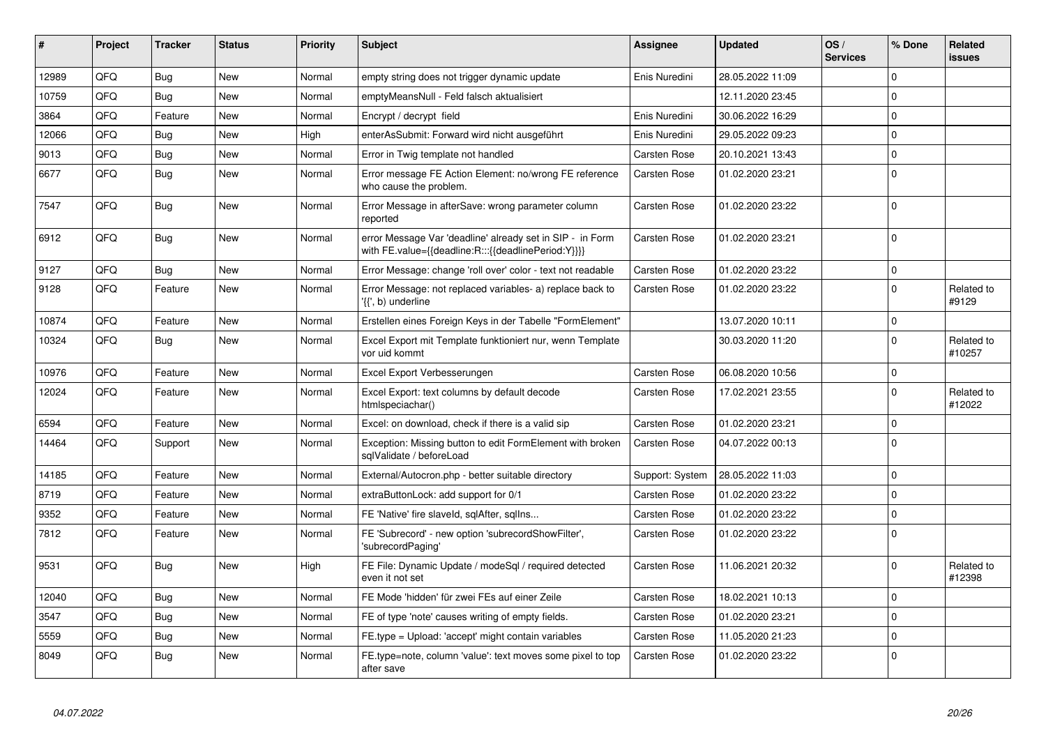| # | Project | Tracker | Status | Priority | Subject | Assignee | Updated | OS / Services | % Done | Related issues |
|---|---|---|---|---|---|---|---|---|---|---|
| 12989 | QFQ | Bug | New | Normal | empty string does not trigger dynamic update | Enis Nuredini | 28.05.2022 11:09 | | 0 | |
| 10759 | QFQ | Bug | New | Normal | emptyMeansNull - Feld falsch aktualisiert | | 12.11.2020 23:45 | | 0 | |
| 3864 | QFQ | Feature | New | Normal | Encrypt / decrypt field | Enis Nuredini | 30.06.2022 16:29 | | 0 | |
| 12066 | QFQ | Bug | New | High | enterAsSubmit: Forward wird nicht ausgeführt | Enis Nuredini | 29.05.2022 09:23 | | 0 | |
| 9013 | QFQ | Bug | New | Normal | Error in Twig template not handled | Carsten Rose | 20.10.2021 13:43 | | 0 | |
| 6677 | QFQ | Bug | New | Normal | Error message FE Action Element: no/wrong FE reference who cause the problem. | Carsten Rose | 01.02.2020 23:21 | | 0 | |
| 7547 | QFQ | Bug | New | Normal | Error Message in afterSave: wrong parameter column reported | Carsten Rose | 01.02.2020 23:22 | | 0 | |
| 6912 | QFQ | Bug | New | Normal | error Message Var 'deadline' already set in SIP - in Form with FE.value={{deadline:R:::{{deadlinePeriod:Y}}}} | Carsten Rose | 01.02.2020 23:21 | | 0 | |
| 9127 | QFQ | Bug | New | Normal | Error Message: change 'roll over' color - text not readable | Carsten Rose | 01.02.2020 23:22 | | 0 | |
| 9128 | QFQ | Feature | New | Normal | Error Message: not replaced variables- a) replace back to '{{', b) underline | Carsten Rose | 01.02.2020 23:22 | | 0 | Related to #9129 |
| 10874 | QFQ | Feature | New | Normal | Erstellen eines Foreign Keys in der Tabelle "FormElement" | | 13.07.2020 10:11 | | 0 | |
| 10324 | QFQ | Bug | New | Normal | Excel Export mit Template funktioniert nur, wenn Template vor uid kommt | | 30.03.2020 11:20 | | 0 | Related to #10257 |
| 10976 | QFQ | Feature | New | Normal | Excel Export Verbesserungen | Carsten Rose | 06.08.2020 10:56 | | 0 | |
| 12024 | QFQ | Feature | New | Normal | Excel Export: text columns by default decode htmlspeciachar() | Carsten Rose | 17.02.2021 23:55 | | 0 | Related to #12022 |
| 6594 | QFQ | Feature | New | Normal | Excel: on download, check if there is a valid sip | Carsten Rose | 01.02.2020 23:21 | | 0 | |
| 14464 | QFQ | Support | New | Normal | Exception: Missing button to edit FormElement with broken sqlValidate / beforeLoad | Carsten Rose | 04.07.2022 00:13 | | 0 | |
| 14185 | QFQ | Feature | New | Normal | External/Autocron.php - better suitable directory | Support: System | 28.05.2022 11:03 | | 0 | |
| 8719 | QFQ | Feature | New | Normal | extraButtonLock: add support for 0/1 | Carsten Rose | 01.02.2020 23:22 | | 0 | |
| 9352 | QFQ | Feature | New | Normal | FE 'Native' fire slaveId, sqlAfter, sqlIns... | Carsten Rose | 01.02.2020 23:22 | | 0 | |
| 7812 | QFQ | Feature | New | Normal | FE 'Subrecord' - new option 'subrecordShowFilter', 'subrecordPaging' | Carsten Rose | 01.02.2020 23:22 | | 0 | |
| 9531 | QFQ | Bug | New | High | FE File: Dynamic Update / modeSql / required detected even it not set | Carsten Rose | 11.06.2021 20:32 | | 0 | Related to #12398 |
| 12040 | QFQ | Bug | New | Normal | FE Mode 'hidden' für zwei FEs auf einer Zeile | Carsten Rose | 18.02.2021 10:13 | | 0 | |
| 3547 | QFQ | Bug | New | Normal | FE of type 'note' causes writing of empty fields. | Carsten Rose | 01.02.2020 23:21 | | 0 | |
| 5559 | QFQ | Bug | New | Normal | FE.type = Upload: 'accept' might contain variables | Carsten Rose | 11.05.2020 21:23 | | 0 | |
| 8049 | QFQ | Bug | New | Normal | FE.type=note, column 'value': text moves some pixel to top after save | Carsten Rose | 01.02.2020 23:22 | | 0 | |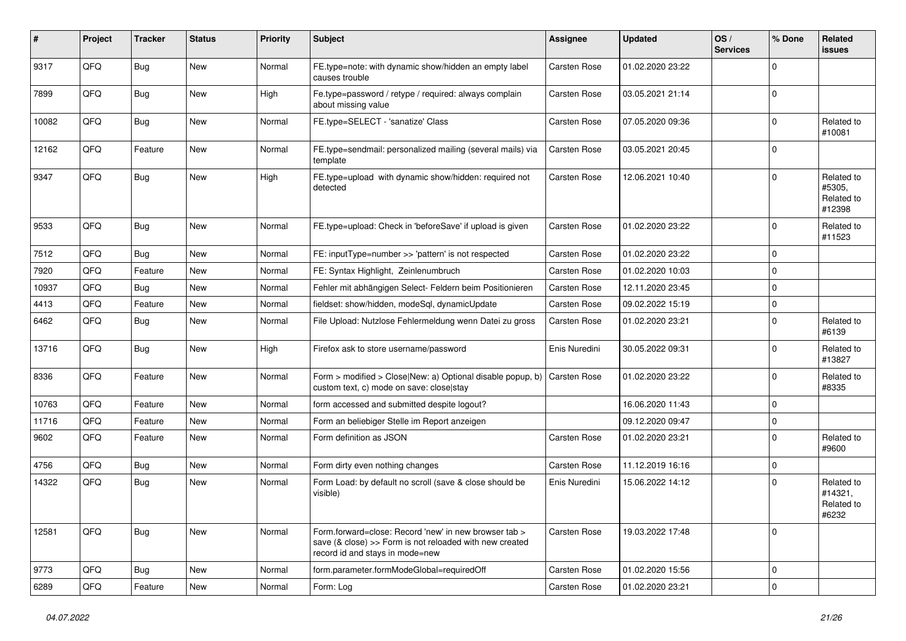| # | Project | Tracker | Status | Priority | Subject | Assignee | Updated | OS / Services | % Done | Related issues |
|---|---|---|---|---|---|---|---|---|---|---|
| 9317 | QFQ | Bug | New | Normal | FE.type=note: with dynamic show/hidden an empty label causes trouble | Carsten Rose | 01.02.2020 23:22 | | 0 | |
| 7899 | QFQ | Bug | New | High | Fe.type=password / retype / required: always complain about missing value | Carsten Rose | 03.05.2021 21:14 | | 0 | |
| 10082 | QFQ | Bug | New | Normal | FE.type=SELECT - 'sanatize' Class | Carsten Rose | 07.05.2020 09:36 | | 0 | Related to #10081 |
| 12162 | QFQ | Feature | New | Normal | FE.type=sendmail: personalized mailing (several mails) via template | Carsten Rose | 03.05.2021 20:45 | | 0 | |
| 9347 | QFQ | Bug | New | High | FE.type=upload with dynamic show/hidden: required not detected | Carsten Rose | 12.06.2021 10:40 | | 0 | Related to #5305, Related to #12398 |
| 9533 | QFQ | Bug | New | Normal | FE.type=upload: Check in 'beforeSave' if upload is given | Carsten Rose | 01.02.2020 23:22 | | 0 | Related to #11523 |
| 7512 | QFQ | Bug | New | Normal | FE: inputType=number >> 'pattern' is not respected | Carsten Rose | 01.02.2020 23:22 | | 0 | |
| 7920 | QFQ | Feature | New | Normal | FE: Syntax Highlight, Zeinlenumbruch | Carsten Rose | 01.02.2020 10:03 | | 0 | |
| 10937 | QFQ | Bug | New | Normal | Fehler mit abhängigen Select- Feldern beim Positionieren | Carsten Rose | 12.11.2020 23:45 | | 0 | |
| 4413 | QFQ | Feature | New | Normal | fieldset: show/hidden, modeSql, dynamicUpdate | Carsten Rose | 09.02.2022 15:19 | | 0 | |
| 6462 | QFQ | Bug | New | Normal | File Upload: Nutzlose Fehlermeldung wenn Datei zu gross | Carsten Rose | 01.02.2020 23:21 | | 0 | Related to #6139 |
| 13716 | QFQ | Bug | New | High | Firefox ask to store username/password | Enis Nuredini | 30.05.2022 09:31 | | 0 | Related to #13827 |
| 8336 | QFQ | Feature | New | Normal | Form > modified > Close\|New: a) Optional disable popup, b) custom text, c) mode on save: close\|stay | Carsten Rose | 01.02.2020 23:22 | | 0 | Related to #8335 |
| 10763 | QFQ | Feature | New | Normal | form accessed and submitted despite logout? | | 16.06.2020 11:43 | | 0 | |
| 11716 | QFQ | Feature | New | Normal | Form an beliebiger Stelle im Report anzeigen | | 09.12.2020 09:47 | | 0 | |
| 9602 | QFQ | Feature | New | Normal | Form definition as JSON | Carsten Rose | 01.02.2020 23:21 | | 0 | Related to #9600 |
| 4756 | QFQ | Bug | New | Normal | Form dirty even nothing changes | Carsten Rose | 11.12.2019 16:16 | | 0 | |
| 14322 | QFQ | Bug | New | Normal | Form Load: by default no scroll (save & close should be visible) | Enis Nuredini | 15.06.2022 14:12 | | 0 | Related to #14321, Related to #6232 |
| 12581 | QFQ | Bug | New | Normal | Form.forward=close: Record 'new' in new browser tab > save (& close) >> Form is not reloaded with new created record id and stays in mode=new | Carsten Rose | 19.03.2022 17:48 | | 0 | |
| 9773 | QFQ | Bug | New | Normal | form.parameter.formModeGlobal=requiredOff | Carsten Rose | 01.02.2020 15:56 | | 0 | |
| 6289 | QFQ | Feature | New | Normal | Form: Log | Carsten Rose | 01.02.2020 23:21 | | 0 | |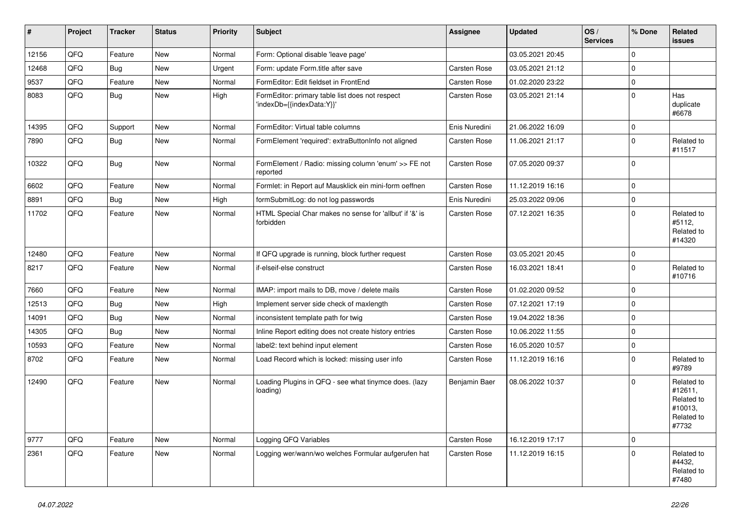| # | Project | Tracker | Status | Priority | Subject | Assignee | Updated | OS / Services | % Done | Related issues |
|---|---|---|---|---|---|---|---|---|---|---|
| 12156 | QFQ | Feature | New | Normal | Form: Optional disable 'leave page' | | 03.05.2021 20:45 | | 0 | |
| 12468 | QFQ | Bug | New | Urgent | Form: update Form.title after save | Carsten Rose | 03.05.2021 21:12 | | 0 | |
| 9537 | QFQ | Feature | New | Normal | FormEditor: Edit fieldset in FrontEnd | Carsten Rose | 01.02.2020 23:22 | | 0 | |
| 8083 | QFQ | Bug | New | High | FormEditor: primary table list does not respect 'indexDb={{indexData:Y}}' | Carsten Rose | 03.05.2021 21:14 | | 0 | Has duplicate #6678 |
| 14395 | QFQ | Support | New | Normal | FormEditor: Virtual table columns | Enis Nuredini | 21.06.2022 16:09 | | 0 | |
| 7890 | QFQ | Bug | New | Normal | FormElement 'required': extraButtonInfo not aligned | Carsten Rose | 11.06.2021 21:17 | | 0 | Related to #11517 |
| 10322 | QFQ | Bug | New | Normal | FormElement / Radio: missing column 'enum' >> FE not reported | Carsten Rose | 07.05.2020 09:37 | | 0 | |
| 6602 | QFQ | Feature | New | Normal | Formlet: in Report auf Mausklick ein mini-form oeffnen | Carsten Rose | 11.12.2019 16:16 | | 0 | |
| 8891 | QFQ | Bug | New | High | formSubmitLog: do not log passwords | Enis Nuredini | 25.03.2022 09:06 | | 0 | |
| 11702 | QFQ | Feature | New | Normal | HTML Special Char makes no sense for 'allbut' if '&' is forbidden | Carsten Rose | 07.12.2021 16:35 | | 0 | Related to #5112, Related to #14320 |
| 12480 | QFQ | Feature | New | Normal | If QFQ upgrade is running, block further request | Carsten Rose | 03.05.2021 20:45 | | 0 | |
| 8217 | QFQ | Feature | New | Normal | if-elseif-else construct | Carsten Rose | 16.03.2021 18:41 | | 0 | Related to #10716 |
| 7660 | QFQ | Feature | New | Normal | IMAP: import mails to DB, move / delete mails | Carsten Rose | 01.02.2020 09:52 | | 0 | |
| 12513 | QFQ | Bug | New | High | Implement server side check of maxlength | Carsten Rose | 07.12.2021 17:19 | | 0 | |
| 14091 | QFQ | Bug | New | Normal | inconsistent template path for twig | Carsten Rose | 19.04.2022 18:36 | | 0 | |
| 14305 | QFQ | Bug | New | Normal | Inline Report editing does not create history entries | Carsten Rose | 10.06.2022 11:55 | | 0 | |
| 10593 | QFQ | Feature | New | Normal | label2: text behind input element | Carsten Rose | 16.05.2020 10:57 | | 0 | |
| 8702 | QFQ | Feature | New | Normal | Load Record which is locked: missing user info | Carsten Rose | 11.12.2019 16:16 | | 0 | Related to #9789 |
| 12490 | QFQ | Feature | New | Normal | Loading Plugins in QFQ - see what tinymce does. (lazy loading) | Benjamin Baer | 08.06.2022 10:37 | | 0 | Related to #12611, Related to #10013, Related to #7732 |
| 9777 | QFQ | Feature | New | Normal | Logging QFQ Variables | Carsten Rose | 16.12.2019 17:17 | | 0 | |
| 2361 | QFQ | Feature | New | Normal | Logging wer/wann/wo welches Formular aufgerufen hat | Carsten Rose | 11.12.2019 16:15 | | 0 | Related to #4432, Related to #7480 |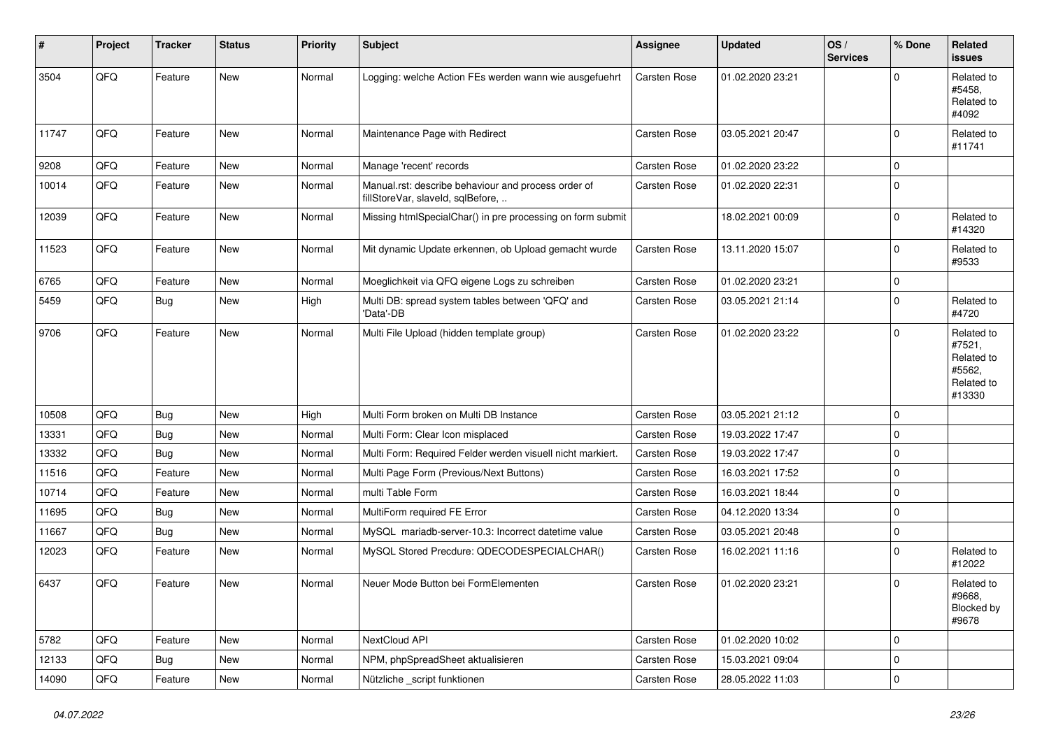| # | Project | Tracker | Status | Priority | Subject | Assignee | Updated | OS / Services | % Done | Related issues |
|---|---|---|---|---|---|---|---|---|---|---|
| 3504 | QFQ | Feature | New | Normal | Logging: welche Action FEs werden wann wie ausgefuehrt | Carsten Rose | 01.02.2020 23:21 | | 0 | Related to #5458, Related to #4092 |
| 11747 | QFQ | Feature | New | Normal | Maintenance Page with Redirect | Carsten Rose | 03.05.2021 20:47 | | 0 | Related to #11741 |
| 9208 | QFQ | Feature | New | Normal | Manage 'recent' records | Carsten Rose | 01.02.2020 23:22 | | 0 | |
| 10014 | QFQ | Feature | New | Normal | Manual.rst: describe behaviour and process order of fillStoreVar, slaveId, sqlBefore, .. | Carsten Rose | 01.02.2020 22:31 | | 0 | |
| 12039 | QFQ | Feature | New | Normal | Missing htmlSpecialChar() in pre processing on form submit | | 18.02.2021 00:09 | | 0 | Related to #14320 |
| 11523 | QFQ | Feature | New | Normal | Mit dynamic Update erkennen, ob Upload gemacht wurde | Carsten Rose | 13.11.2020 15:07 | | 0 | Related to #9533 |
| 6765 | QFQ | Feature | New | Normal | Moeglichkeit via QFQ eigene Logs zu schreiben | Carsten Rose | 01.02.2020 23:21 | | 0 | |
| 5459 | QFQ | Bug | New | High | Multi DB: spread system tables between 'QFQ' and 'Data'-DB | Carsten Rose | 03.05.2021 21:14 | | 0 | Related to #4720 |
| 9706 | QFQ | Feature | New | Normal | Multi File Upload (hidden template group) | Carsten Rose | 01.02.2020 23:22 | | 0 | Related to #7521, Related to #5562, Related to #13330 |
| 10508 | QFQ | Bug | New | High | Multi Form broken on Multi DB Instance | Carsten Rose | 03.05.2021 21:12 | | 0 | |
| 13331 | QFQ | Bug | New | Normal | Multi Form: Clear Icon misplaced | Carsten Rose | 19.03.2022 17:47 | | 0 | |
| 13332 | QFQ | Bug | New | Normal | Multi Form: Required Felder werden visuell nicht markiert. | Carsten Rose | 19.03.2022 17:47 | | 0 | |
| 11516 | QFQ | Feature | New | Normal | Multi Page Form (Previous/Next Buttons) | Carsten Rose | 16.03.2021 17:52 | | 0 | |
| 10714 | QFQ | Feature | New | Normal | multi Table Form | Carsten Rose | 16.03.2021 18:44 | | 0 | |
| 11695 | QFQ | Bug | New | Normal | MultiForm required FE Error | Carsten Rose | 04.12.2020 13:34 | | 0 | |
| 11667 | QFQ | Bug | New | Normal | MySQL mariadb-server-10.3: Incorrect datetime value | Carsten Rose | 03.05.2021 20:48 | | 0 | |
| 12023 | QFQ | Feature | New | Normal | MySQL Stored Precdure: QDECODESPECIALCHAR() | Carsten Rose | 16.02.2021 11:16 | | 0 | Related to #12022 |
| 6437 | QFQ | Feature | New | Normal | Neuer Mode Button bei FormElementen | Carsten Rose | 01.02.2020 23:21 | | 0 | Related to #9668, Blocked by #9678 |
| 5782 | QFQ | Feature | New | Normal | NextCloud API | Carsten Rose | 01.02.2020 10:02 | | 0 | |
| 12133 | QFQ | Bug | New | Normal | NPM, phpSpreadSheet aktualisieren | Carsten Rose | 15.03.2021 09:04 | | 0 | |
| 14090 | QFQ | Feature | New | Normal | Nützliche _script funktionen | Carsten Rose | 28.05.2022 11:03 | | 0 | |

*04.07.2022*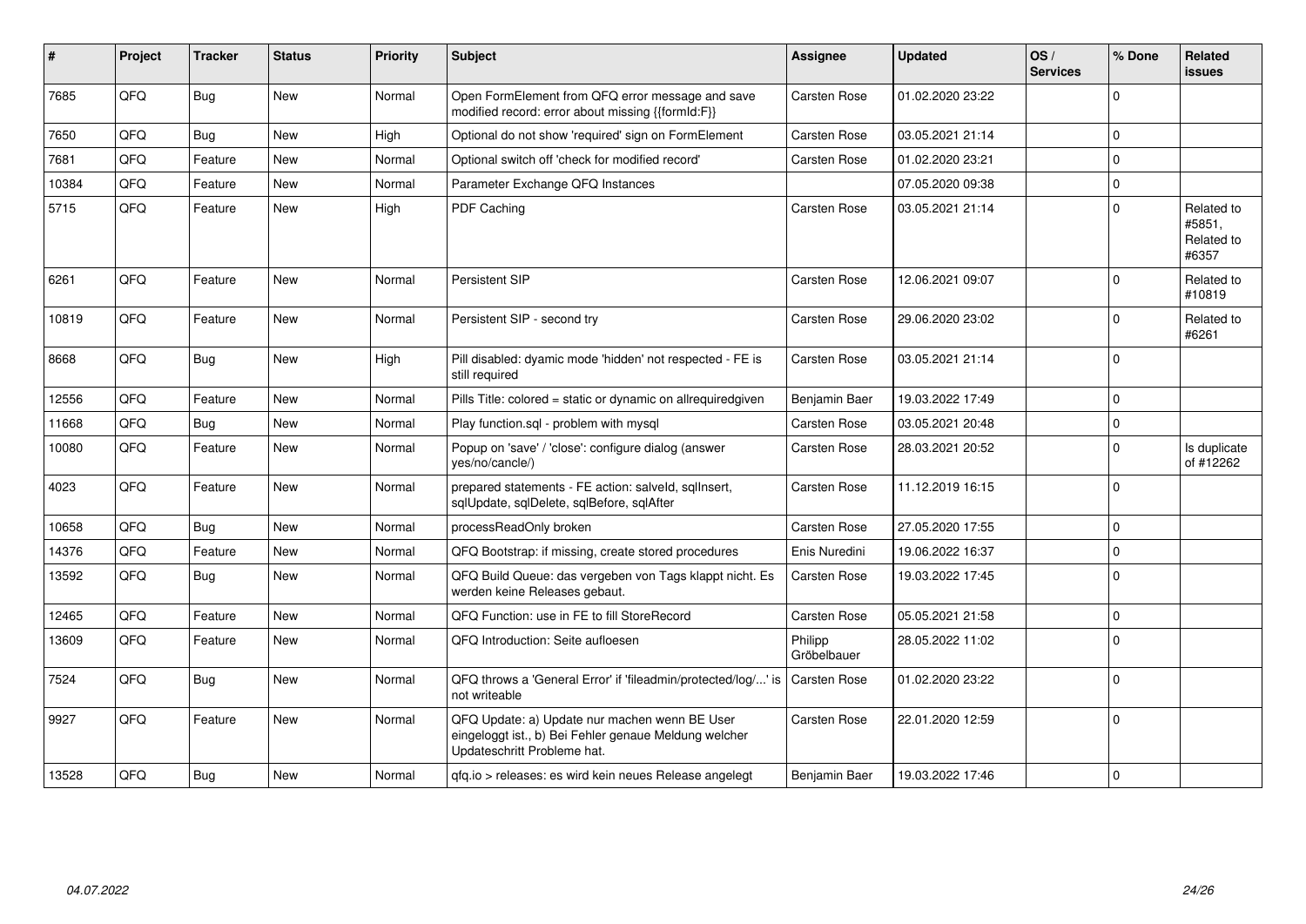| # | Project | Tracker | Status | Priority | Subject | Assignee | Updated | OS / Services | % Done | Related issues |
|---|---|---|---|---|---|---|---|---|---|---|
| 7685 | QFQ | Bug | New | Normal | Open FormElement from QFQ error message and save modified record: error about missing {{formId:F}} | Carsten Rose | 01.02.2020 23:22 | | 0 | |
| 7650 | QFQ | Bug | New | High | Optional do not show 'required' sign on FormElement | Carsten Rose | 03.05.2021 21:14 | | 0 | |
| 7681 | QFQ | Feature | New | Normal | Optional switch off 'check for modified record' | Carsten Rose | 01.02.2020 23:21 | | 0 | |
| 10384 | QFQ | Feature | New | Normal | Parameter Exchange QFQ Instances | | 07.05.2020 09:38 | | 0 | |
| 5715 | QFQ | Feature | New | High | PDF Caching | Carsten Rose | 03.05.2021 21:14 | | 0 | Related to #5851, Related to #6357 |
| 6261 | QFQ | Feature | New | Normal | Persistent SIP | Carsten Rose | 12.06.2021 09:07 | | 0 | Related to #10819 |
| 10819 | QFQ | Feature | New | Normal | Persistent SIP - second try | Carsten Rose | 29.06.2020 23:02 | | 0 | Related to #6261 |
| 8668 | QFQ | Bug | New | High | Pill disabled: dyamic mode 'hidden' not respected - FE is still required | Carsten Rose | 03.05.2021 21:14 | | 0 | |
| 12556 | QFQ | Feature | New | Normal | Pills Title: colored = static or dynamic on allrequiredgiven | Benjamin Baer | 19.03.2022 17:49 | | 0 | |
| 11668 | QFQ | Bug | New | Normal | Play function.sql - problem with mysql | Carsten Rose | 03.05.2021 20:48 | | 0 | |
| 10080 | QFQ | Feature | New | Normal | Popup on 'save' / 'close': configure dialog (answer yes/no/cancle/) | Carsten Rose | 28.03.2021 20:52 | | 0 | Is duplicate of #12262 |
| 4023 | QFQ | Feature | New | Normal | prepared statements - FE action: salveId, sqlInsert, sqlUpdate, sqlDelete, sqlBefore, sqlAfter | Carsten Rose | 11.12.2019 16:15 | | 0 | |
| 10658 | QFQ | Bug | New | Normal | processReadOnly broken | Carsten Rose | 27.05.2020 17:55 | | 0 | |
| 14376 | QFQ | Feature | New | Normal | QFQ Bootstrap: if missing, create stored procedures | Enis Nuredini | 19.06.2022 16:37 | | 0 | |
| 13592 | QFQ | Bug | New | Normal | QFQ Build Queue: das vergeben von Tags klappt nicht. Es werden keine Releases gebaut. | Carsten Rose | 19.03.2022 17:45 | | 0 | |
| 12465 | QFQ | Feature | New | Normal | QFQ Function: use in FE to fill StoreRecord | Carsten Rose | 05.05.2021 21:58 | | 0 | |
| 13609 | QFQ | Feature | New | Normal | QFQ Introduction: Seite aufloesen | Philipp Gröbelbauer | 28.05.2022 11:02 | | 0 | |
| 7524 | QFQ | Bug | New | Normal | QFQ throws a 'General Error' if 'fileadmin/protected/log/...' is not writeable | Carsten Rose | 01.02.2020 23:22 | | 0 | |
| 9927 | QFQ | Feature | New | Normal | QFQ Update: a) Update nur machen wenn BE User eingeloggt ist., b) Bei Fehler genaue Meldung welcher Updateschritt Probleme hat. | Carsten Rose | 22.01.2020 12:59 | | 0 | |
| 13528 | QFQ | Bug | New | Normal | qfq.io > releases: es wird kein neues Release angelegt | Benjamin Baer | 19.03.2022 17:46 | | 0 | |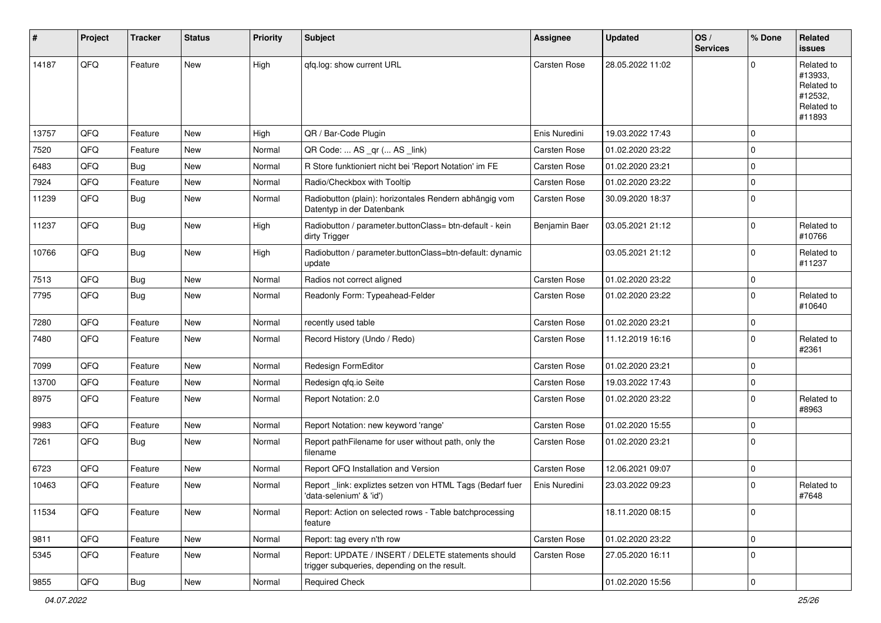| # | Project | Tracker | Status | Priority | Subject | Assignee | Updated | OS / Services | % Done | Related issues |
|---|---|---|---|---|---|---|---|---|---|---|
| 14187 | QFQ | Feature | New | High | qfq.log: show current URL | Carsten Rose | 28.05.2022 11:02 | | 0 | Related to #13933, Related to #12532, Related to #11893 |
| 13757 | QFQ | Feature | New | High | QR / Bar-Code Plugin | Enis Nuredini | 19.03.2022 17:43 | | 0 | |
| 7520 | QFQ | Feature | New | Normal | QR Code: ... AS _qr ( ... AS _link) | Carsten Rose | 01.02.2020 23:22 | | 0 | |
| 6483 | QFQ | Bug | New | Normal | R Store funktioniert nicht bei 'Report Notation' im FE | Carsten Rose | 01.02.2020 23:21 | | 0 | |
| 7924 | QFQ | Feature | New | Normal | Radio/Checkbox with Tooltip | Carsten Rose | 01.02.2020 23:22 | | 0 | |
| 11239 | QFQ | Bug | New | Normal | Radiobutton (plain): horizontales Rendern abhängig vom Datentyp in der Datenbank | Carsten Rose | 30.09.2020 18:37 | | 0 | |
| 11237 | QFQ | Bug | New | High | Radiobutton / parameter.buttonClass= btn-default - kein dirty Trigger | Benjamin Baer | 03.05.2021 21:12 | | 0 | Related to #10766 |
| 10766 | QFQ | Bug | New | High | Radiobutton / parameter.buttonClass=btn-default: dynamic update | | 03.05.2021 21:12 | | 0 | Related to #11237 |
| 7513 | QFQ | Bug | New | Normal | Radios not correct aligned | Carsten Rose | 01.02.2020 23:22 | | 0 | |
| 7795 | QFQ | Bug | New | Normal | Readonly Form: Typeahead-Felder | Carsten Rose | 01.02.2020 23:22 | | 0 | Related to #10640 |
| 7280 | QFQ | Feature | New | Normal | recently used table | Carsten Rose | 01.02.2020 23:21 | | 0 | |
| 7480 | QFQ | Feature | New | Normal | Record History (Undo / Redo) | Carsten Rose | 11.12.2019 16:16 | | 0 | Related to #2361 |
| 7099 | QFQ | Feature | New | Normal | Redesign FormEditor | Carsten Rose | 01.02.2020 23:21 | | 0 | |
| 13700 | QFQ | Feature | New | Normal | Redesign qfq.io Seite | Carsten Rose | 19.03.2022 17:43 | | 0 | |
| 8975 | QFQ | Feature | New | Normal | Report Notation: 2.0 | Carsten Rose | 01.02.2020 23:22 | | 0 | Related to #8963 |
| 9983 | QFQ | Feature | New | Normal | Report Notation: new keyword 'range' | Carsten Rose | 01.02.2020 15:55 | | 0 | |
| 7261 | QFQ | Bug | New | Normal | Report pathFilename for user without path, only the filename | Carsten Rose | 01.02.2020 23:21 | | 0 | |
| 6723 | QFQ | Feature | New | Normal | Report QFQ Installation and Version | Carsten Rose | 12.06.2021 09:07 | | 0 | |
| 10463 | QFQ | Feature | New | Normal | Report _link: expliztes setzen von HTML Tags (Bedarf fuer 'data-selenium' & 'id') | Enis Nuredini | 23.03.2022 09:23 | | 0 | Related to #7648 |
| 11534 | QFQ | Feature | New | Normal | Report: Action on selected rows - Table batchprocessing feature | | 18.11.2020 08:15 | | 0 | |
| 9811 | QFQ | Feature | New | Normal | Report: tag every n'th row | Carsten Rose | 01.02.2020 23:22 | | 0 | |
| 5345 | QFQ | Feature | New | Normal | Report: UPDATE / INSERT / DELETE statements should trigger subqueries, depending on the result. | Carsten Rose | 27.05.2020 16:11 | | 0 | |
| 9855 | QFQ | Bug | New | Normal | Required Check | | 01.02.2020 15:56 | | 0 | |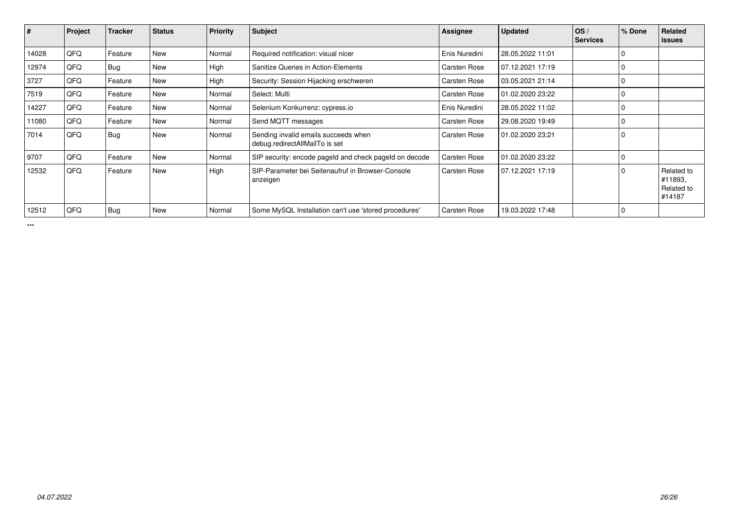| # | Project | Tracker | Status | Priority | Subject | Assignee | Updated | OS / Services | % Done | Related issues |
|---|---|---|---|---|---|---|---|---|---|---|
| 14028 | QFQ | Feature | New | Normal | Required notification: visual nicer | Enis Nuredini | 28.05.2022 11:01 | | 0 | |
| 12974 | QFQ | Bug | New | High | Sanitize Queries in Action-Elements | Carsten Rose | 07.12.2021 17:19 | | 0 | |
| 3727 | QFQ | Feature | New | High | Security: Session Hijacking erschweren | Carsten Rose | 03.05.2021 21:14 | | 0 | |
| 7519 | QFQ | Feature | New | Normal | Select: Multi | Carsten Rose | 01.02.2020 23:22 | | 0 | |
| 14227 | QFQ | Feature | New | Normal | Selenium Konkurrenz: cypress.io | Enis Nuredini | 28.05.2022 11:02 | | 0 | |
| 11080 | QFQ | Feature | New | Normal | Send MQTT messages | Carsten Rose | 29.08.2020 19:49 | | 0 | |
| 7014 | QFQ | Bug | New | Normal | Sending invalid emails succeeds when debug.redirectAllMailTo is set | Carsten Rose | 01.02.2020 23:21 | | 0 | |
| 9707 | QFQ | Feature | New | Normal | SIP security: encode pageId and check pageId on decode | Carsten Rose | 01.02.2020 23:22 | | 0 | |
| 12532 | QFQ | Feature | New | High | SIP-Parameter bei Seitenaufruf in Browser-Console anzeigen | Carsten Rose | 07.12.2021 17:19 | | 0 | Related to #11893, Related to #14187 |
| 12512 | QFQ | Bug | New | Normal | Some MySQL Installation can't use 'stored procedures' | Carsten Rose | 19.03.2022 17:48 | | 0 | |

...